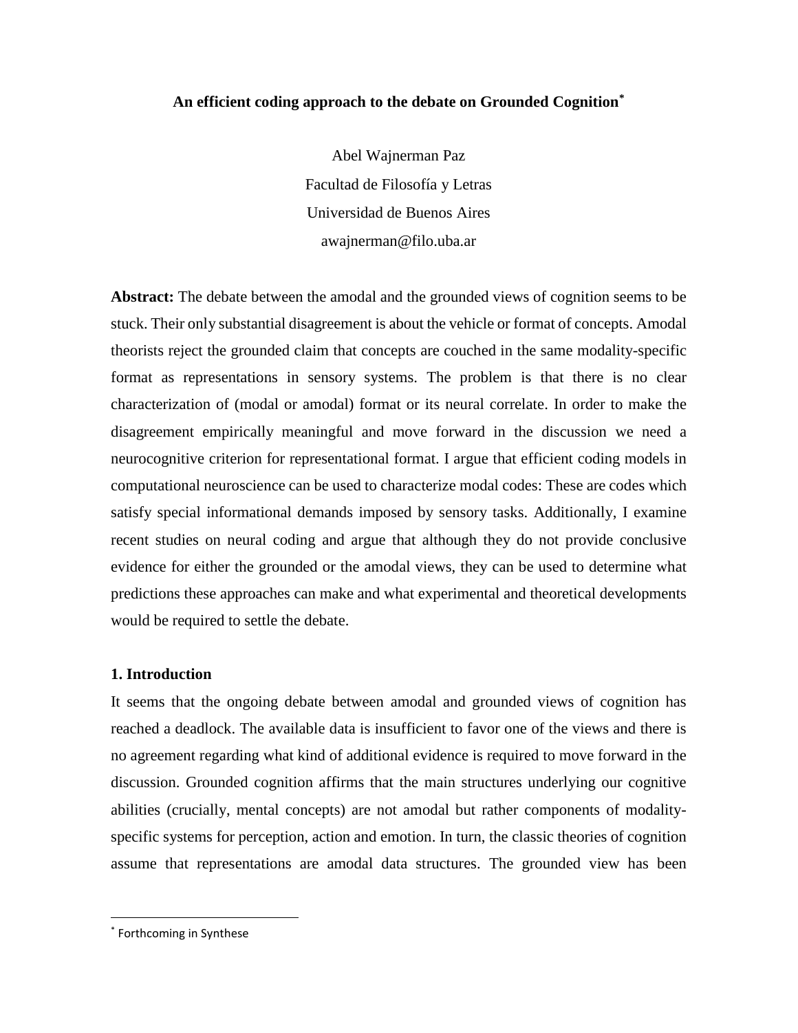# An efficient coding approach to the debate on Grounded Cognition[*]

Abel Wajnerman Paz

Facultad de Filosofía y Letras

Universidad de Buenos Aires

awajnerman@filo.uba.ar

**Abstract:** The debate between the amodal and the grounded views of cognition seems to be stuck. Their only substantial disagreement is about the vehicle or format of concepts. Amodal theorists reject the grounded claim that concepts are couched in the same modality-specific format as representations in sensory systems. The problem is that there is no clear characterization of (modal or amodal) format or its neural correlate. In order to make the disagreement empirically meaningful and move forward in the discussion we need a neurocognitive criterion for representational format. I argue that efficient coding models in computational neuroscience can be used to characterize modal codes: These are codes which satisfy special informational demands imposed by sensory tasks. Additionally, I examine recent studies on neural coding and argue that although they do not provide conclusive evidence for either the grounded or the amodal views, they can be used to determine what predictions these approaches can make and what experimental and theoretical developments would be required to settle the debate.

## 1. Introduction

It seems that the ongoing debate between amodal and grounded views of cognition has reached a deadlock. The available data is insufficient to favor one of the views and there is no agreement regarding what kind of additional evidence is required to move forward in the discussion. Grounded cognition affirms that the main structures underlying our cognitive abilities (crucially, mental concepts) are not amodal but rather components of modality-specific systems for perception, action and emotion. In turn, the classic theories of cognition assume that representations are amodal data structures. The grounded view has been

[*] Forthcoming in Synthese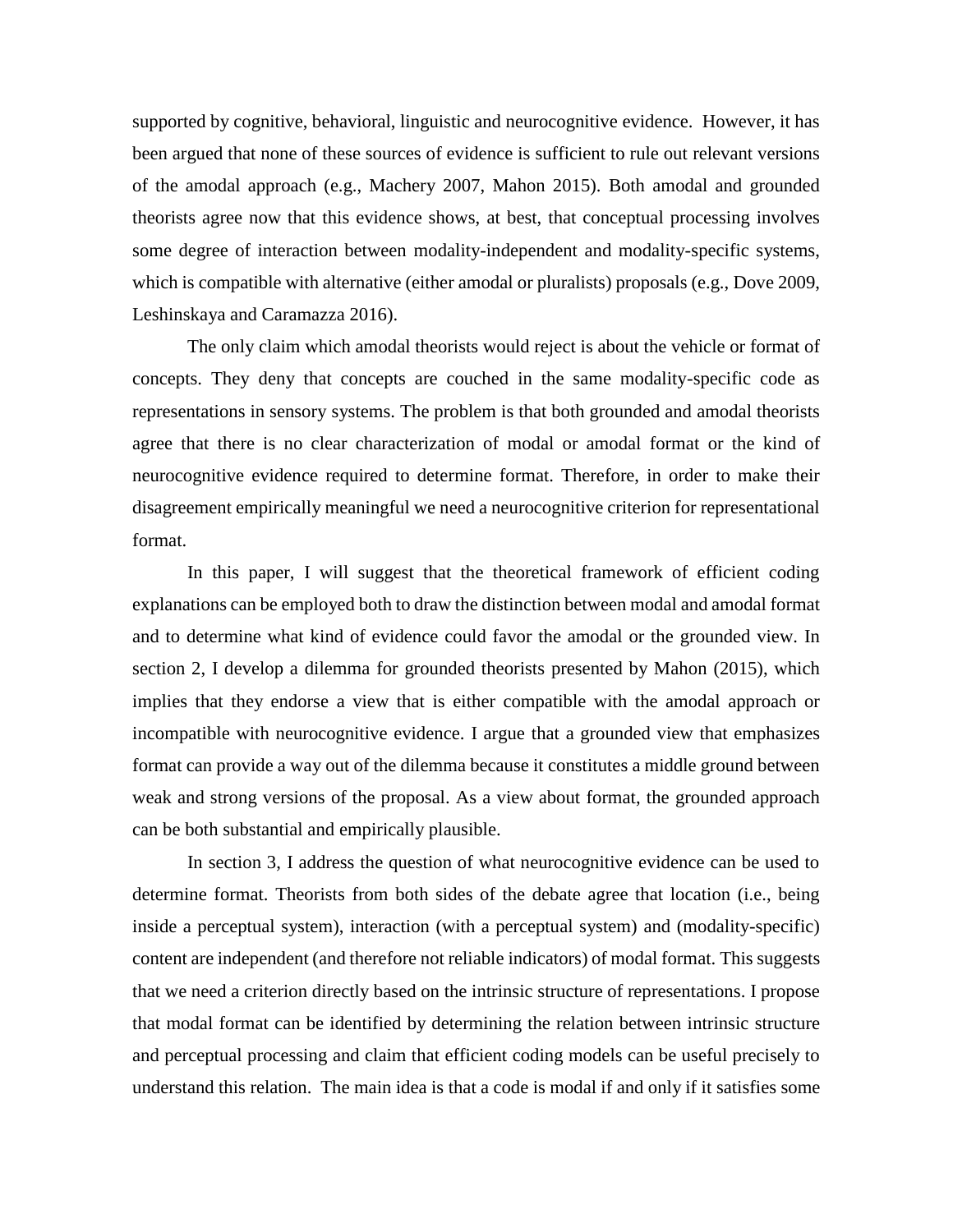supported by cognitive, behavioral, linguistic and neurocognitive evidence. However, it has been argued that none of these sources of evidence is sufficient to rule out relevant versions of the amodal approach (e.g., Machery 2007, Mahon 2015). Both amodal and grounded theorists agree now that this evidence shows, at best, that conceptual processing involves some degree of interaction between modality-independent and modality-specific systems, which is compatible with alternative (either amodal or pluralists) proposals (e.g., Dove 2009, Leshinskaya and Caramazza 2016).

The only claim which amodal theorists would reject is about the vehicle or format of concepts. They deny that concepts are couched in the same modality-specific code as representations in sensory systems. The problem is that both grounded and amodal theorists agree that there is no clear characterization of modal or amodal format or the kind of neurocognitive evidence required to determine format. Therefore, in order to make their disagreement empirically meaningful we need a neurocognitive criterion for representational format.

In this paper, I will suggest that the theoretical framework of efficient coding explanations can be employed both to draw the distinction between modal and amodal format and to determine what kind of evidence could favor the amodal or the grounded view. In section 2, I develop a dilemma for grounded theorists presented by Mahon (2015), which implies that they endorse a view that is either compatible with the amodal approach or incompatible with neurocognitive evidence. I argue that a grounded view that emphasizes format can provide a way out of the dilemma because it constitutes a middle ground between weak and strong versions of the proposal. As a view about format, the grounded approach can be both substantial and empirically plausible.

In section 3, I address the question of what neurocognitive evidence can be used to determine format. Theorists from both sides of the debate agree that location (i.e., being inside a perceptual system), interaction (with a perceptual system) and (modality-specific) content are independent (and therefore not reliable indicators) of modal format. This suggests that we need a criterion directly based on the intrinsic structure of representations. I propose that modal format can be identified by determining the relation between intrinsic structure and perceptual processing and claim that efficient coding models can be useful precisely to understand this relation. The main idea is that a code is modal if and only if it satisfies some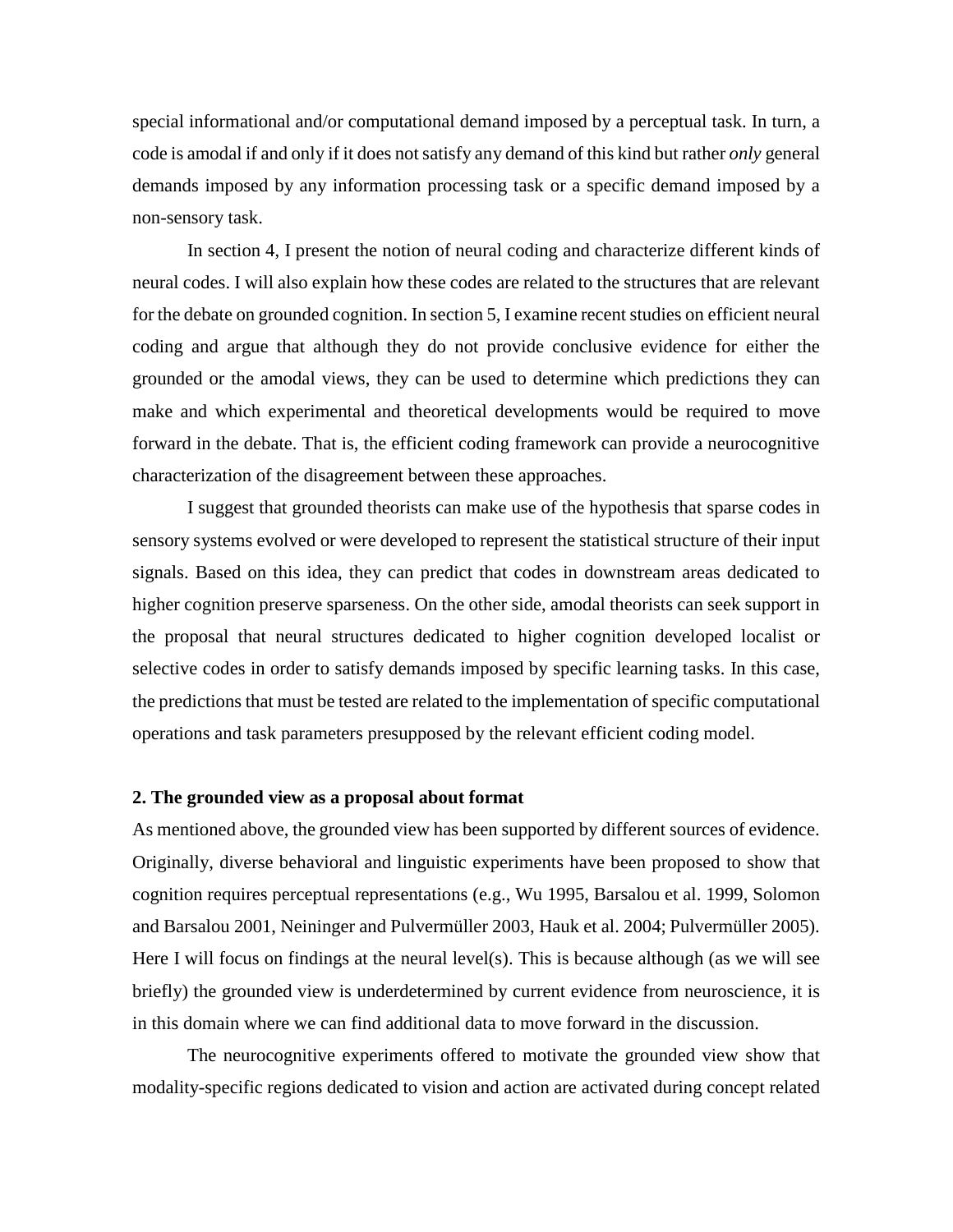special informational and/or computational demand imposed by a perceptual task. In turn, a code is amodal if and only if it does not satisfy any demand of this kind but rather *only* general demands imposed by any information processing task or a specific demand imposed by a non-sensory task.

In section 4, I present the notion of neural coding and characterize different kinds of neural codes. I will also explain how these codes are related to the structures that are relevant for the debate on grounded cognition. In section 5, I examine recent studies on efficient neural coding and argue that although they do not provide conclusive evidence for either the grounded or the amodal views, they can be used to determine which predictions they can make and which experimental and theoretical developments would be required to move forward in the debate. That is, the efficient coding framework can provide a neurocognitive characterization of the disagreement between these approaches.

I suggest that grounded theorists can make use of the hypothesis that sparse codes in sensory systems evolved or were developed to represent the statistical structure of their input signals. Based on this idea, they can predict that codes in downstream areas dedicated to higher cognition preserve sparseness. On the other side, amodal theorists can seek support in the proposal that neural structures dedicated to higher cognition developed localist or selective codes in order to satisfy demands imposed by specific learning tasks. In this case, the predictions that must be tested are related to the implementation of specific computational operations and task parameters presupposed by the relevant efficient coding model.

## 2. The grounded view as a proposal about format

As mentioned above, the grounded view has been supported by different sources of evidence. Originally, diverse behavioral and linguistic experiments have been proposed to show that cognition requires perceptual representations (e.g., Wu 1995, Barsalou et al. 1999, Solomon and Barsalou 2001, Neininger and Pulvermüller 2003, Hauk et al. 2004; Pulvermüller 2005). Here I will focus on findings at the neural level(s). This is because although (as we will see briefly) the grounded view is underdetermined by current evidence from neuroscience, it is in this domain where we can find additional data to move forward in the discussion.

The neurocognitive experiments offered to motivate the grounded view show that modality-specific regions dedicated to vision and action are activated during concept related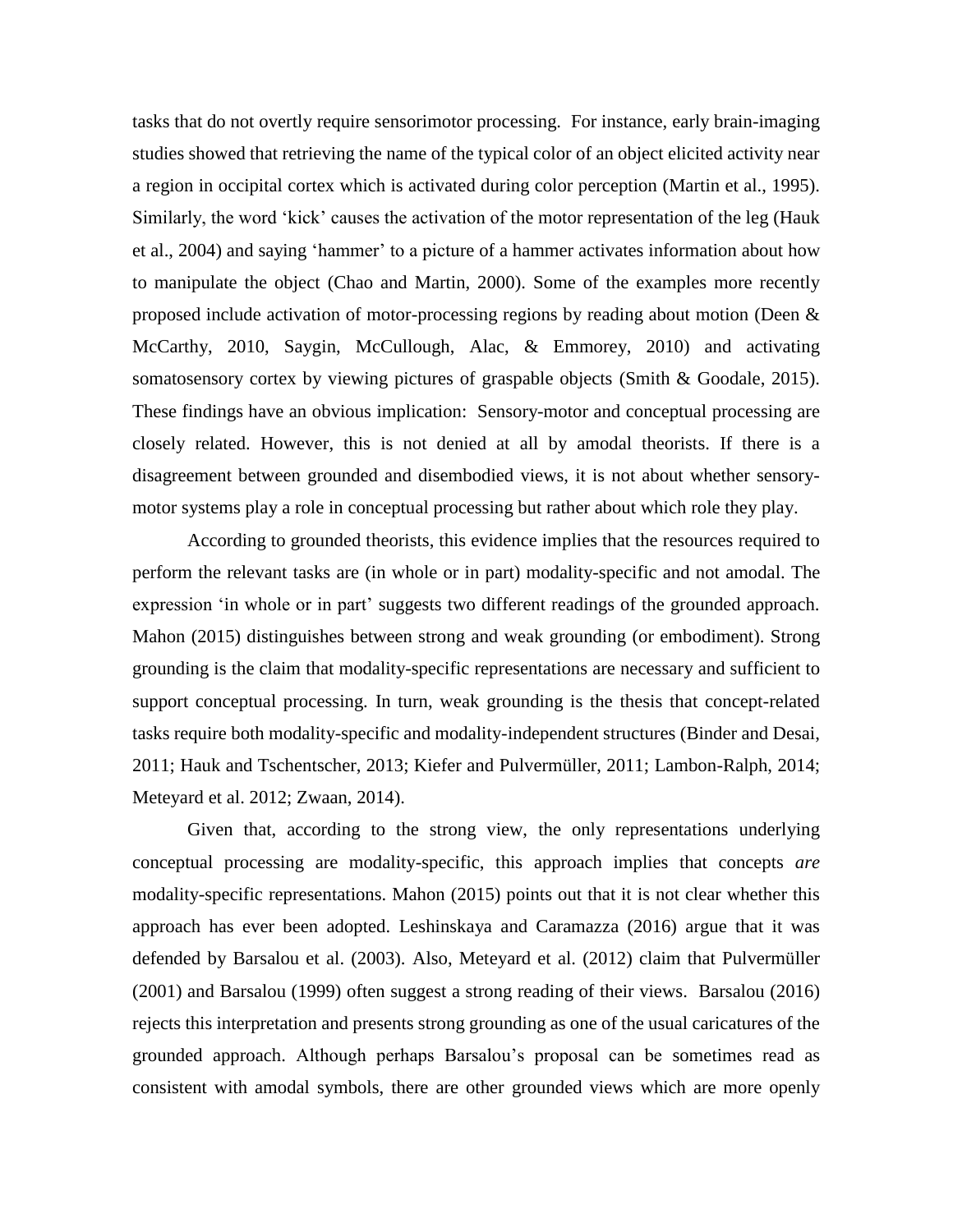tasks that do not overtly require sensorimotor processing. For instance, early brain-imaging studies showed that retrieving the name of the typical color of an object elicited activity near a region in occipital cortex which is activated during color perception (Martin et al., 1995). Similarly, the word 'kick' causes the activation of the motor representation of the leg (Hauk et al., 2004) and saying 'hammer' to a picture of a hammer activates information about how to manipulate the object (Chao and Martin, 2000). Some of the examples more recently proposed include activation of motor-processing regions by reading about motion (Deen & McCarthy, 2010, Saygin, McCullough, Alac, & Emmorey, 2010) and activating somatosensory cortex by viewing pictures of graspable objects (Smith & Goodale, 2015). These findings have an obvious implication: Sensory-motor and conceptual processing are closely related. However, this is not denied at all by amodal theorists. If there is a disagreement between grounded and disembodied views, it is not about whether sensory-motor systems play a role in conceptual processing but rather about which role they play.

According to grounded theorists, this evidence implies that the resources required to perform the relevant tasks are (in whole or in part) modality-specific and not amodal. The expression 'in whole or in part' suggests two different readings of the grounded approach. Mahon (2015) distinguishes between strong and weak grounding (or embodiment). Strong grounding is the claim that modality-specific representations are necessary and sufficient to support conceptual processing. In turn, weak grounding is the thesis that concept-related tasks require both modality-specific and modality-independent structures (Binder and Desai, 2011; Hauk and Tschentscher, 2013; Kiefer and Pulvermüller, 2011; Lambon-Ralph, 2014; Meteyard et al. 2012; Zwaan, 2014).

Given that, according to the strong view, the only representations underlying conceptual processing are modality-specific, this approach implies that concepts *are* modality-specific representations. Mahon (2015) points out that it is not clear whether this approach has ever been adopted. Leshinskaya and Caramazza (2016) argue that it was defended by Barsalou et al. (2003). Also, Meteyard et al. (2012) claim that Pulvermüller (2001) and Barsalou (1999) often suggest a strong reading of their views. Barsalou (2016) rejects this interpretation and presents strong grounding as one of the usual caricatures of the grounded approach. Although perhaps Barsalou's proposal can be sometimes read as consistent with amodal symbols, there are other grounded views which are more openly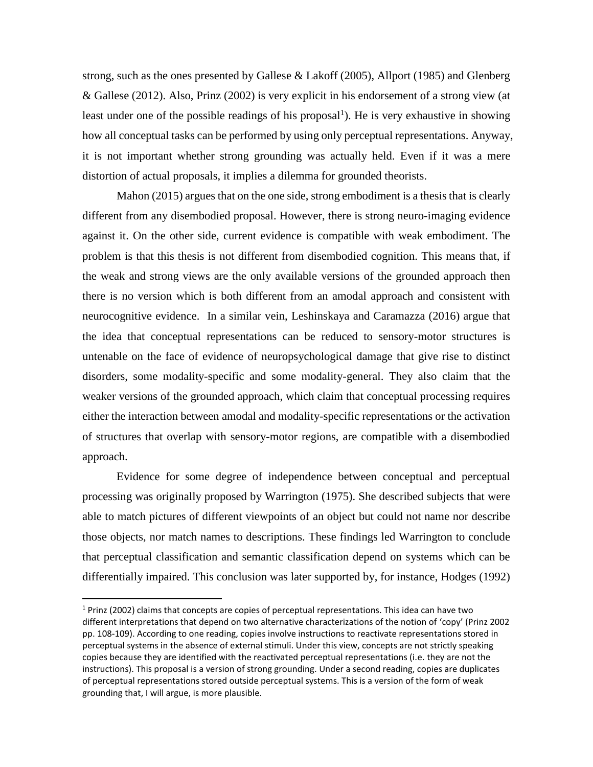strong, such as the ones presented by Gallese & Lakoff (2005), Allport (1985) and Glenberg & Gallese (2012). Also, Prinz (2002) is very explicit in his endorsement of a strong view (at least under one of the possible readings of his proposal[1]). He is very exhaustive in showing how all conceptual tasks can be performed by using only perceptual representations. Anyway, it is not important whether strong grounding was actually held. Even if it was a mere distortion of actual proposals, it implies a dilemma for grounded theorists.

Mahon (2015) argues that on the one side, strong embodiment is a thesis that is clearly different from any disembodied proposal. However, there is strong neuro-imaging evidence against it. On the other side, current evidence is compatible with weak embodiment. The problem is that this thesis is not different from disembodied cognition. This means that, if the weak and strong views are the only available versions of the grounded approach then there is no version which is both different from an amodal approach and consistent with neurocognitive evidence. In a similar vein, Leshinskaya and Caramazza (2016) argue that the idea that conceptual representations can be reduced to sensory-motor structures is untenable on the face of evidence of neuropsychological damage that give rise to distinct disorders, some modality-specific and some modality-general. They also claim that the weaker versions of the grounded approach, which claim that conceptual processing requires either the interaction between amodal and modality-specific representations or the activation of structures that overlap with sensory-motor regions, are compatible with a disembodied approach.

Evidence for some degree of independence between conceptual and perceptual processing was originally proposed by Warrington (1975). She described subjects that were able to match pictures of different viewpoints of an object but could not name nor describe those objects, nor match names to descriptions. These findings led Warrington to conclude that perceptual classification and semantic classification depend on systems which can be differentially impaired. This conclusion was later supported by, for instance, Hodges (1992)

---

[1] Prinz (2002) claims that concepts are copies of perceptual representations. This idea can have two different interpretations that depend on two alternative characterizations of the notion of 'copy' (Prinz 2002 pp. 108-109). According to one reading, copies involve instructions to reactivate representations stored in perceptual systems in the absence of external stimuli. Under this view, concepts are not strictly speaking copies because they are identified with the reactivated perceptual representations (i.e. they are not the instructions). This proposal is a version of strong grounding. Under a second reading, copies are duplicates of perceptual representations stored outside perceptual systems. This is a version of the form of weak grounding that, I will argue, is more plausible.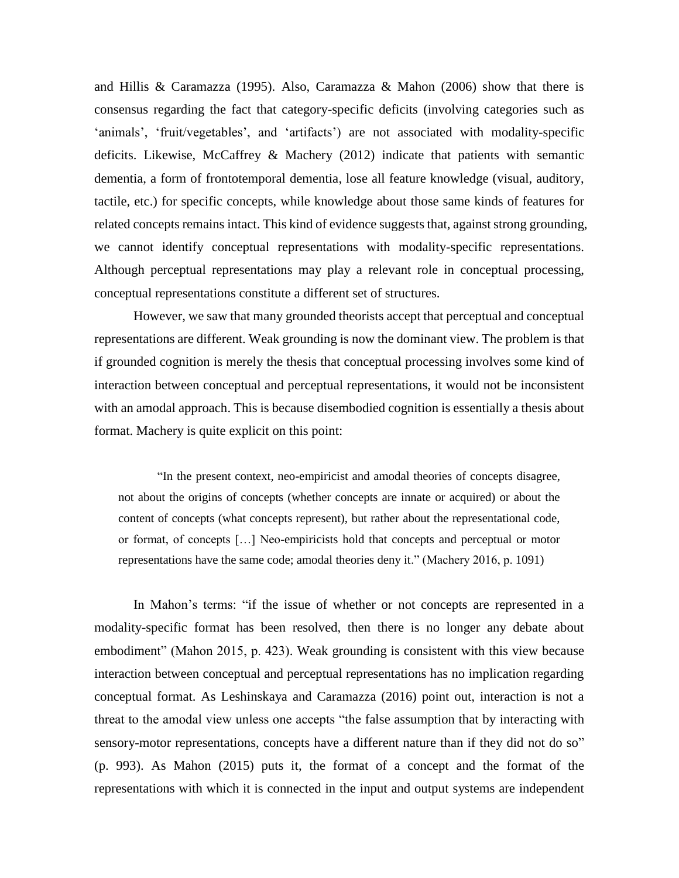and Hillis & Caramazza (1995). Also, Caramazza & Mahon (2006) show that there is consensus regarding the fact that category-specific deficits (involving categories such as 'animals', 'fruit/vegetables', and 'artifacts') are not associated with modality-specific deficits. Likewise, McCaffrey & Machery (2012) indicate that patients with semantic dementia, a form of frontotemporal dementia, lose all feature knowledge (visual, auditory, tactile, etc.) for specific concepts, while knowledge about those same kinds of features for related concepts remains intact. This kind of evidence suggests that, against strong grounding, we cannot identify conceptual representations with modality-specific representations. Although perceptual representations may play a relevant role in conceptual processing, conceptual representations constitute a different set of structures.

However, we saw that many grounded theorists accept that perceptual and conceptual representations are different. Weak grounding is now the dominant view. The problem is that if grounded cognition is merely the thesis that conceptual processing involves some kind of interaction between conceptual and perceptual representations, it would not be inconsistent with an amodal approach. This is because disembodied cognition is essentially a thesis about format. Machery is quite explicit on this point:

> "In the present context, neo-empiricist and amodal theories of concepts disagree, not about the origins of concepts (whether concepts are innate or acquired) or about the content of concepts (what concepts represent), but rather about the representational code, or format, of concepts […] Neo-empiricists hold that concepts and perceptual or motor representations have the same code; amodal theories deny it." (Machery 2016, p. 1091)

In Mahon's terms: "if the issue of whether or not concepts are represented in a modality-specific format has been resolved, then there is no longer any debate about embodiment" (Mahon 2015, p. 423). Weak grounding is consistent with this view because interaction between conceptual and perceptual representations has no implication regarding conceptual format. As Leshinskaya and Caramazza (2016) point out, interaction is not a threat to the amodal view unless one accepts "the false assumption that by interacting with sensory-motor representations, concepts have a different nature than if they did not do so" (p. 993). As Mahon (2015) puts it, the format of a concept and the format of the representations with which it is connected in the input and output systems are independent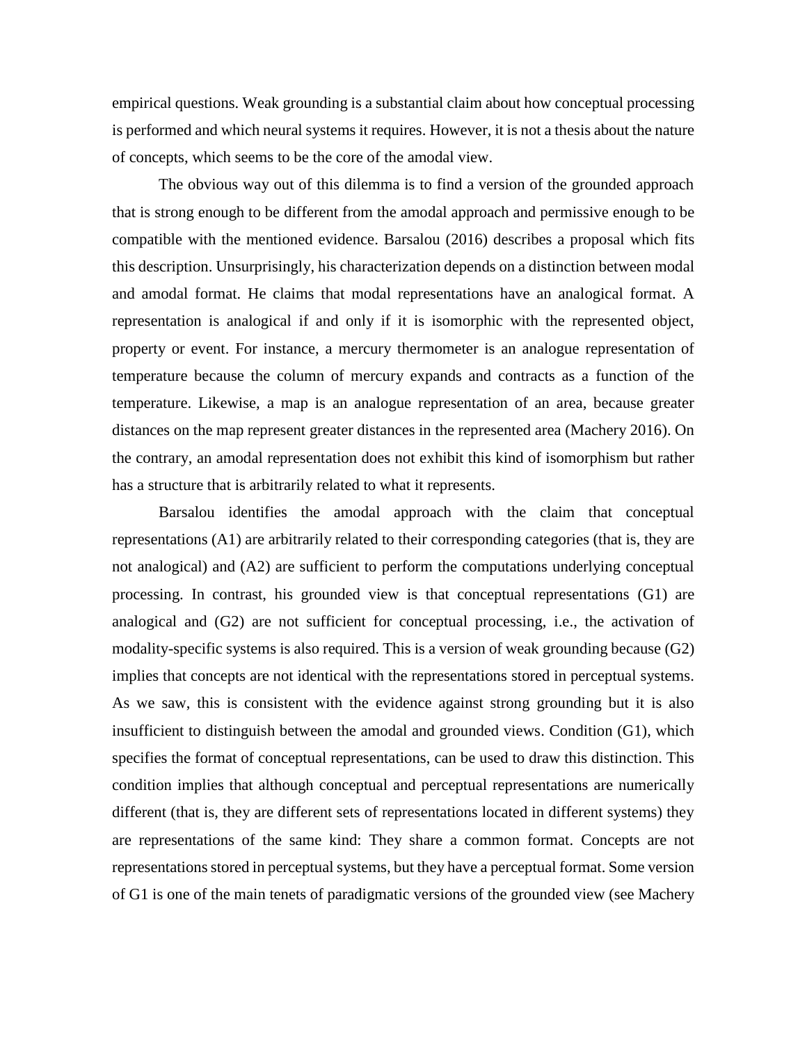empirical questions. Weak grounding is a substantial claim about how conceptual processing is performed and which neural systems it requires. However, it is not a thesis about the nature of concepts, which seems to be the core of the amodal view.

The obvious way out of this dilemma is to find a version of the grounded approach that is strong enough to be different from the amodal approach and permissive enough to be compatible with the mentioned evidence. Barsalou (2016) describes a proposal which fits this description. Unsurprisingly, his characterization depends on a distinction between modal and amodal format. He claims that modal representations have an analogical format. A representation is analogical if and only if it is isomorphic with the represented object, property or event. For instance, a mercury thermometer is an analogue representation of temperature because the column of mercury expands and contracts as a function of the temperature. Likewise, a map is an analogue representation of an area, because greater distances on the map represent greater distances in the represented area (Machery 2016). On the contrary, an amodal representation does not exhibit this kind of isomorphism but rather has a structure that is arbitrarily related to what it represents.

Barsalou identifies the amodal approach with the claim that conceptual representations (A1) are arbitrarily related to their corresponding categories (that is, they are not analogical) and (A2) are sufficient to perform the computations underlying conceptual processing. In contrast, his grounded view is that conceptual representations (G1) are analogical and (G2) are not sufficient for conceptual processing, i.e., the activation of modality-specific systems is also required. This is a version of weak grounding because (G2) implies that concepts are not identical with the representations stored in perceptual systems. As we saw, this is consistent with the evidence against strong grounding but it is also insufficient to distinguish between the amodal and grounded views. Condition (G1), which specifies the format of conceptual representations, can be used to draw this distinction. This condition implies that although conceptual and perceptual representations are numerically different (that is, they are different sets of representations located in different systems) they are representations of the same kind: They share a common format. Concepts are not representations stored in perceptual systems, but they have a perceptual format. Some version of G1 is one of the main tenets of paradigmatic versions of the grounded view (see Machery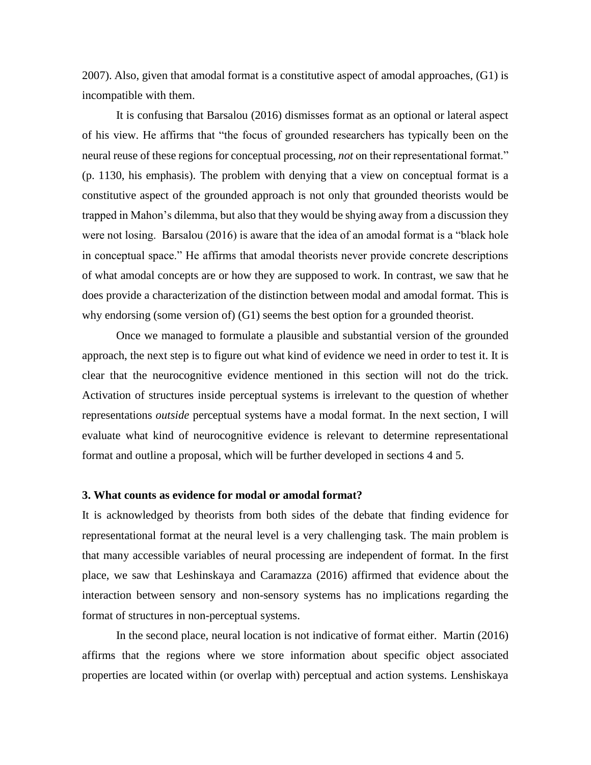2007). Also, given that amodal format is a constitutive aspect of amodal approaches, (G1) is incompatible with them.

It is confusing that Barsalou (2016) dismisses format as an optional or lateral aspect of his view. He affirms that "the focus of grounded researchers has typically been on the neural reuse of these regions for conceptual processing, *not* on their representational format." (p. 1130, his emphasis). The problem with denying that a view on conceptual format is a constitutive aspect of the grounded approach is not only that grounded theorists would be trapped in Mahon's dilemma, but also that they would be shying away from a discussion they were not losing. Barsalou (2016) is aware that the idea of an amodal format is a "black hole in conceptual space." He affirms that amodal theorists never provide concrete descriptions of what amodal concepts are or how they are supposed to work. In contrast, we saw that he does provide a characterization of the distinction between modal and amodal format. This is why endorsing (some version of) (G1) seems the best option for a grounded theorist.

Once we managed to formulate a plausible and substantial version of the grounded approach, the next step is to figure out what kind of evidence we need in order to test it. It is clear that the neurocognitive evidence mentioned in this section will not do the trick. Activation of structures inside perceptual systems is irrelevant to the question of whether representations *outside* perceptual systems have a modal format. In the next section, I will evaluate what kind of neurocognitive evidence is relevant to determine representational format and outline a proposal, which will be further developed in sections 4 and 5.

### 3. What counts as evidence for modal or amodal format?

It is acknowledged by theorists from both sides of the debate that finding evidence for representational format at the neural level is a very challenging task. The main problem is that many accessible variables of neural processing are independent of format. In the first place, we saw that Leshinskaya and Caramazza (2016) affirmed that evidence about the interaction between sensory and non-sensory systems has no implications regarding the format of structures in non-perceptual systems.

In the second place, neural location is not indicative of format either. Martin (2016) affirms that the regions where we store information about specific object associated properties are located within (or overlap with) perceptual and action systems. Lenshiskaya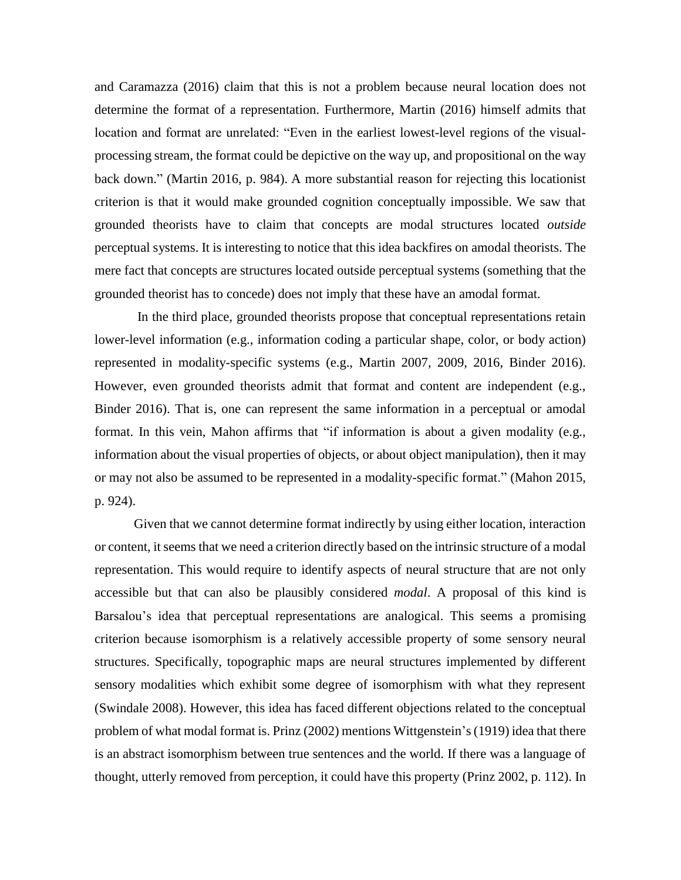and Caramazza (2016) claim that this is not a problem because neural location does not determine the format of a representation. Furthermore, Martin (2016) himself admits that location and format are unrelated: "Even in the earliest lowest-level regions of the visual-processing stream, the format could be depictive on the way up, and propositional on the way back down." (Martin 2016, p. 984). A more substantial reason for rejecting this locationist criterion is that it would make grounded cognition conceptually impossible. We saw that grounded theorists have to claim that concepts are modal structures located *outside* perceptual systems. It is interesting to notice that this idea backfires on amodal theorists. The mere fact that concepts are structures located outside perceptual systems (something that the grounded theorist has to concede) does not imply that these have an amodal format.

In the third place, grounded theorists propose that conceptual representations retain lower-level information (e.g., information coding a particular shape, color, or body action) represented in modality-specific systems (e.g., Martin 2007, 2009, 2016, Binder 2016). However, even grounded theorists admit that format and content are independent (e.g., Binder 2016). That is, one can represent the same information in a perceptual or amodal format. In this vein, Mahon affirms that "if information is about a given modality (e.g., information about the visual properties of objects, or about object manipulation), then it may or may not also be assumed to be represented in a modality-specific format." (Mahon 2015, p. 924).

Given that we cannot determine format indirectly by using either location, interaction or content, it seems that we need a criterion directly based on the intrinsic structure of a modal representation. This would require to identify aspects of neural structure that are not only accessible but that can also be plausibly considered *modal*. A proposal of this kind is Barsalou's idea that perceptual representations are analogical. This seems a promising criterion because isomorphism is a relatively accessible property of some sensory neural structures. Specifically, topographic maps are neural structures implemented by different sensory modalities which exhibit some degree of isomorphism with what they represent (Swindale 2008). However, this idea has faced different objections related to the conceptual problem of what modal format is. Prinz (2002) mentions Wittgenstein's (1919) idea that there is an abstract isomorphism between true sentences and the world. If there was a language of thought, utterly removed from perception, it could have this property (Prinz 2002, p. 112). In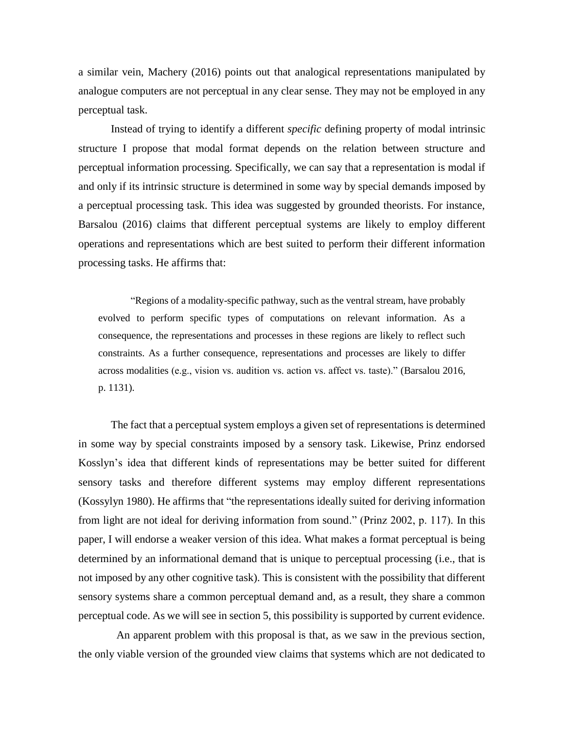a similar vein, Machery (2016) points out that analogical representations manipulated by analogue computers are not perceptual in any clear sense. They may not be employed in any perceptual task.

Instead of trying to identify a different *specific* defining property of modal intrinsic structure I propose that modal format depends on the relation between structure and perceptual information processing. Specifically, we can say that a representation is modal if and only if its intrinsic structure is determined in some way by special demands imposed by a perceptual processing task. This idea was suggested by grounded theorists. For instance, Barsalou (2016) claims that different perceptual systems are likely to employ different operations and representations which are best suited to perform their different information processing tasks. He affirms that:

> "Regions of a modality-specific pathway, such as the ventral stream, have probably evolved to perform specific types of computations on relevant information. As a consequence, the representations and processes in these regions are likely to reflect such constraints. As a further consequence, representations and processes are likely to differ across modalities (e.g., vision vs. audition vs. action vs. affect vs. taste)." (Barsalou 2016, p. 1131).

The fact that a perceptual system employs a given set of representations is determined in some way by special constraints imposed by a sensory task. Likewise, Prinz endorsed Kosslyn's idea that different kinds of representations may be better suited for different sensory tasks and therefore different systems may employ different representations (Kossylyn 1980). He affirms that "the representations ideally suited for deriving information from light are not ideal for deriving information from sound." (Prinz 2002, p. 117). In this paper, I will endorse a weaker version of this idea. What makes a format perceptual is being determined by an informational demand that is unique to perceptual processing (i.e., that is not imposed by any other cognitive task). This is consistent with the possibility that different sensory systems share a common perceptual demand and, as a result, they share a common perceptual code. As we will see in section 5, this possibility is supported by current evidence.

An apparent problem with this proposal is that, as we saw in the previous section, the only viable version of the grounded view claims that systems which are not dedicated to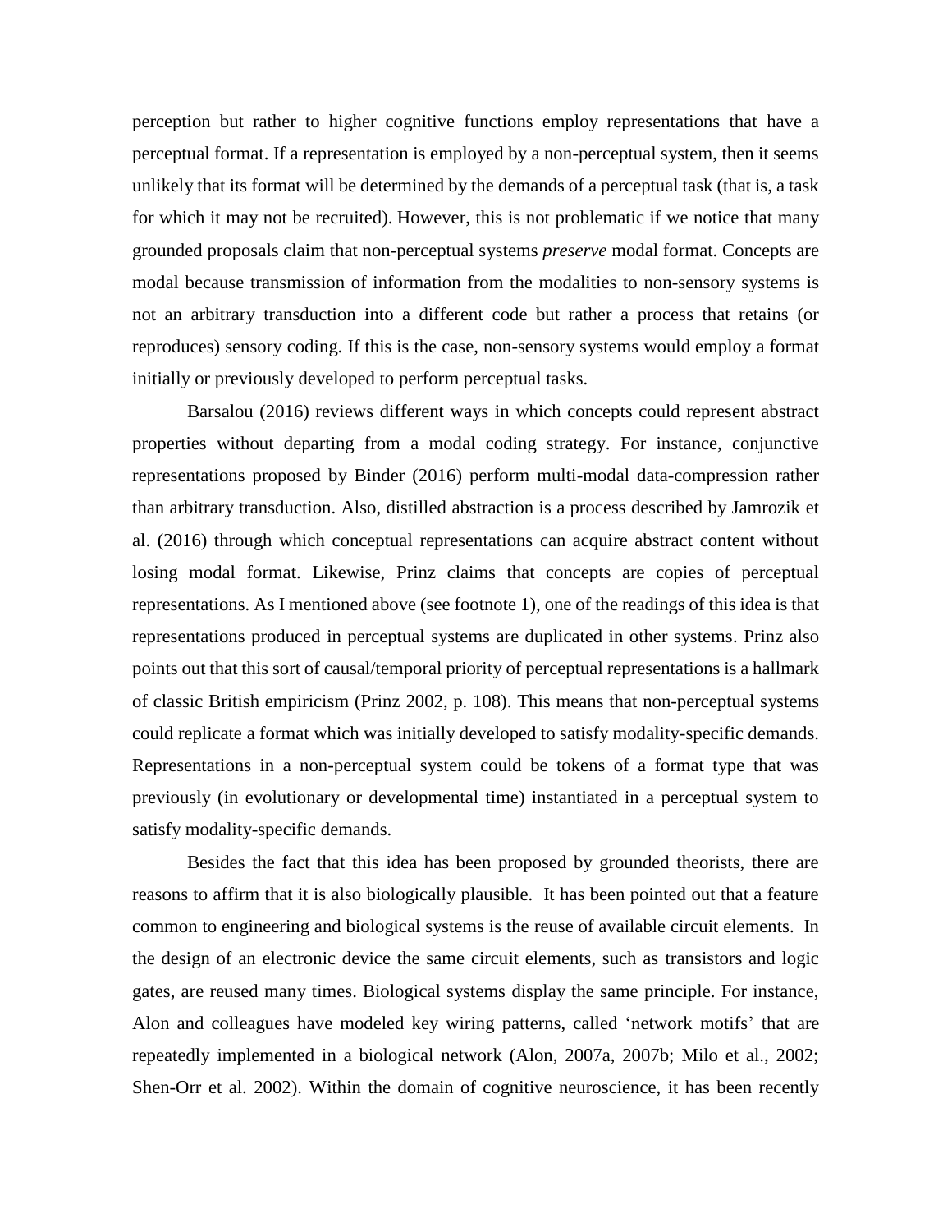perception but rather to higher cognitive functions employ representations that have a perceptual format. If a representation is employed by a non-perceptual system, then it seems unlikely that its format will be determined by the demands of a perceptual task (that is, a task for which it may not be recruited). However, this is not problematic if we notice that many grounded proposals claim that non-perceptual systems *preserve* modal format. Concepts are modal because transmission of information from the modalities to non-sensory systems is not an arbitrary transduction into a different code but rather a process that retains (or reproduces) sensory coding. If this is the case, non-sensory systems would employ a format initially or previously developed to perform perceptual tasks.

Barsalou (2016) reviews different ways in which concepts could represent abstract properties without departing from a modal coding strategy. For instance, conjunctive representations proposed by Binder (2016) perform multi-modal data-compression rather than arbitrary transduction. Also, distilled abstraction is a process described by Jamrozik et al. (2016) through which conceptual representations can acquire abstract content without losing modal format. Likewise, Prinz claims that concepts are copies of perceptual representations. As I mentioned above (see footnote 1), one of the readings of this idea is that representations produced in perceptual systems are duplicated in other systems. Prinz also points out that this sort of causal/temporal priority of perceptual representations is a hallmark of classic British empiricism (Prinz 2002, p. 108). This means that non-perceptual systems could replicate a format which was initially developed to satisfy modality-specific demands. Representations in a non-perceptual system could be tokens of a format type that was previously (in evolutionary or developmental time) instantiated in a perceptual system to satisfy modality-specific demands.

Besides the fact that this idea has been proposed by grounded theorists, there are reasons to affirm that it is also biologically plausible. It has been pointed out that a feature common to engineering and biological systems is the reuse of available circuit elements. In the design of an electronic device the same circuit elements, such as transistors and logic gates, are reused many times. Biological systems display the same principle. For instance, Alon and colleagues have modeled key wiring patterns, called 'network motifs' that are repeatedly implemented in a biological network (Alon, 2007a, 2007b; Milo et al., 2002; Shen-Orr et al. 2002). Within the domain of cognitive neuroscience, it has been recently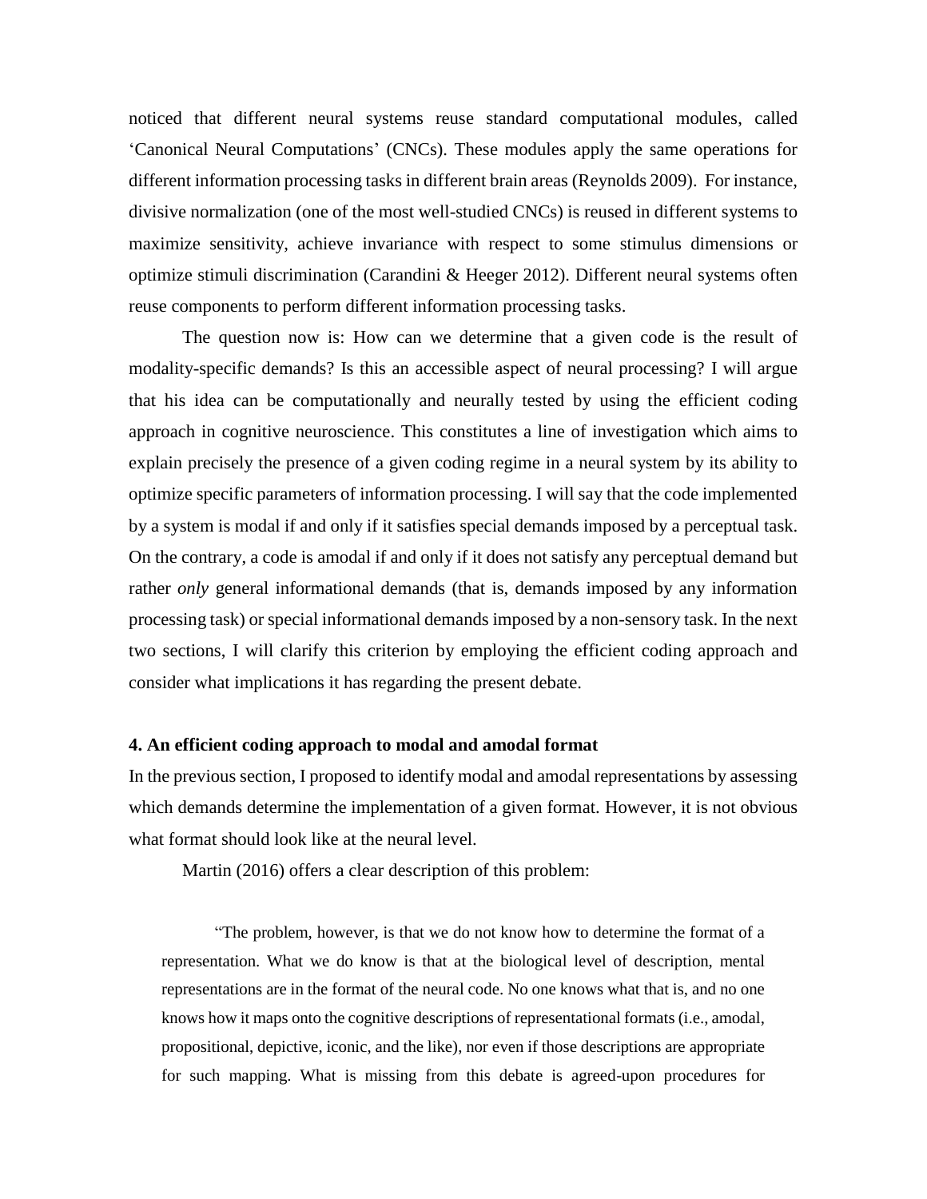noticed that different neural systems reuse standard computational modules, called 'Canonical Neural Computations' (CNCs). These modules apply the same operations for different information processing tasks in different brain areas (Reynolds 2009). For instance, divisive normalization (one of the most well-studied CNCs) is reused in different systems to maximize sensitivity, achieve invariance with respect to some stimulus dimensions or optimize stimuli discrimination (Carandini & Heeger 2012). Different neural systems often reuse components to perform different information processing tasks.

The question now is: How can we determine that a given code is the result of modality-specific demands? Is this an accessible aspect of neural processing? I will argue that his idea can be computationally and neurally tested by using the efficient coding approach in cognitive neuroscience. This constitutes a line of investigation which aims to explain precisely the presence of a given coding regime in a neural system by its ability to optimize specific parameters of information processing. I will say that the code implemented by a system is modal if and only if it satisfies special demands imposed by a perceptual task. On the contrary, a code is amodal if and only if it does not satisfy any perceptual demand but rather *only* general informational demands (that is, demands imposed by any information processing task) or special informational demands imposed by a non-sensory task. In the next two sections, I will clarify this criterion by employing the efficient coding approach and consider what implications it has regarding the present debate.

## 4. An efficient coding approach to modal and amodal format

In the previous section, I proposed to identify modal and amodal representations by assessing which demands determine the implementation of a given format. However, it is not obvious what format should look like at the neural level.

Martin (2016) offers a clear description of this problem:

> "The problem, however, is that we do not know how to determine the format of a representation. What we do know is that at the biological level of description, mental representations are in the format of the neural code. No one knows what that is, and no one knows how it maps onto the cognitive descriptions of representational formats (i.e., amodal, propositional, depictive, iconic, and the like), nor even if those descriptions are appropriate for such mapping. What is missing from this debate is agreed-upon procedures for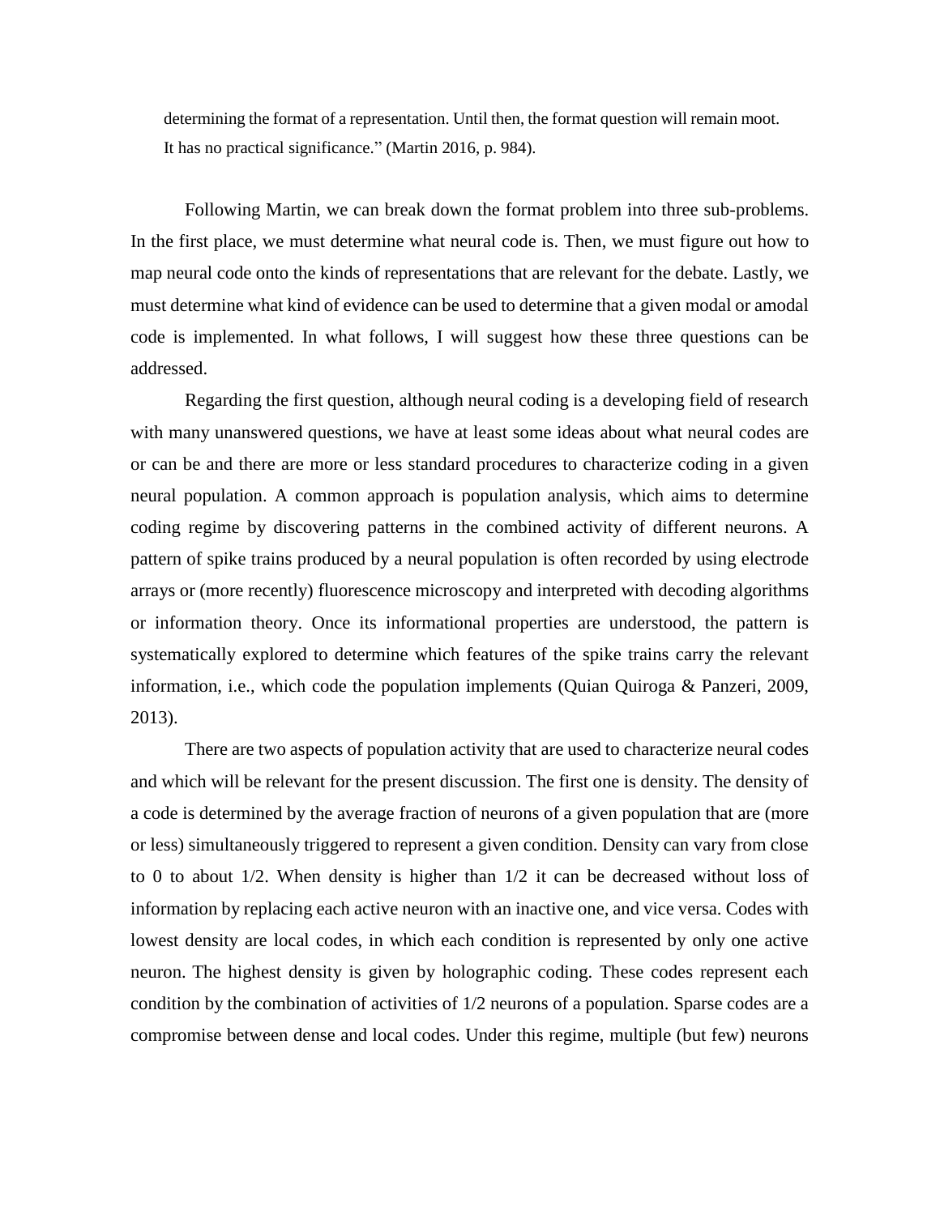determining the format of a representation. Until then, the format question will remain moot. It has no practical significance." (Martin 2016, p. 984).

Following Martin, we can break down the format problem into three sub-problems. In the first place, we must determine what neural code is. Then, we must figure out how to map neural code onto the kinds of representations that are relevant for the debate. Lastly, we must determine what kind of evidence can be used to determine that a given modal or amodal code is implemented. In what follows, I will suggest how these three questions can be addressed.

Regarding the first question, although neural coding is a developing field of research with many unanswered questions, we have at least some ideas about what neural codes are or can be and there are more or less standard procedures to characterize coding in a given neural population. A common approach is population analysis, which aims to determine coding regime by discovering patterns in the combined activity of different neurons. A pattern of spike trains produced by a neural population is often recorded by using electrode arrays or (more recently) fluorescence microscopy and interpreted with decoding algorithms or information theory. Once its informational properties are understood, the pattern is systematically explored to determine which features of the spike trains carry the relevant information, i.e., which code the population implements (Quian Quiroga & Panzeri, 2009, 2013).

There are two aspects of population activity that are used to characterize neural codes and which will be relevant for the present discussion. The first one is density. The density of a code is determined by the average fraction of neurons of a given population that are (more or less) simultaneously triggered to represent a given condition. Density can vary from close to 0 to about 1/2. When density is higher than 1/2 it can be decreased without loss of information by replacing each active neuron with an inactive one, and vice versa. Codes with lowest density are local codes, in which each condition is represented by only one active neuron. The highest density is given by holographic coding. These codes represent each condition by the combination of activities of 1/2 neurons of a population. Sparse codes are a compromise between dense and local codes. Under this regime, multiple (but few) neurons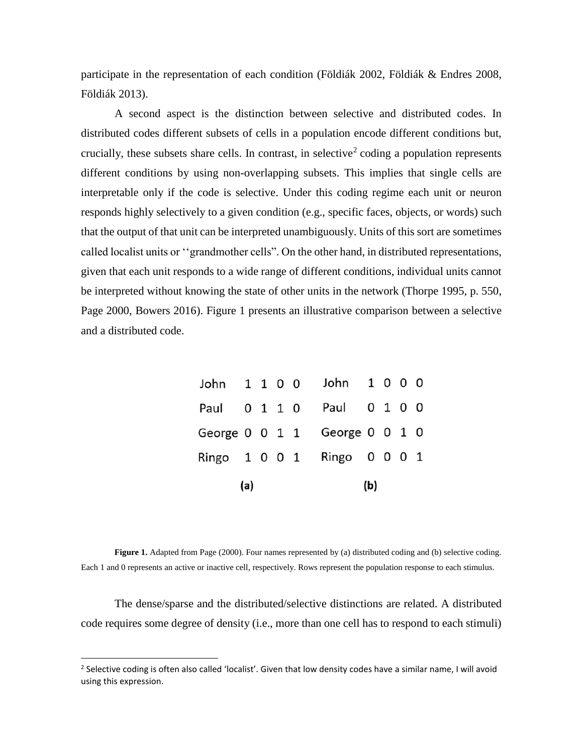participate in the representation of each condition (Földiák 2002, Földiák & Endres 2008, Földiák 2013).

A second aspect is the distinction between selective and distributed codes. In distributed codes different subsets of cells in a population encode different conditions but, crucially, these subsets share cells. In contrast, in selective[2] coding a population represents different conditions by using non-overlapping subsets. This implies that single cells are interpretable only if the code is selective. Under this coding regime each unit or neuron responds highly selectively to a given condition (e.g., specific faces, objects, or words) such that the output of that unit can be interpreted unambiguously. Units of this sort are sometimes called localist units or ‘‘grandmother cells”. On the other hand, in distributed representations, given that each unit responds to a wide range of different conditions, individual units cannot be interpreted without knowing the state of other units in the network (Thorpe 1995, p. 550, Page 2000, Bowers 2016). Figure 1 presents an illustrative comparison between a selective and a distributed code.

| (a) | | | | | (b) | | | | |
|---|---|---|---|---|---|---|---|---|---|
| John | 1 | 1 | 0 | 0 | John | 1 | 0 | 0 | 0 |
| Paul | 0 | 1 | 1 | 0 | Paul | 0 | 1 | 0 | 0 |
| George | 0 | 0 | 1 | 1 | George | 0 | 0 | 1 | 0 |
| Ringo | 1 | 0 | 0 | 1 | Ringo | 0 | 0 | 0 | 1 |

**Figure 1.** Adapted from Page (2000). Four names represented by (a) distributed coding and (b) selective coding. Each 1 and 0 represents an active or inactive cell, respectively. Rows represent the population response to each stimulus.

The dense/sparse and the distributed/selective distinctions are related. A distributed code requires some degree of density (i.e., more than one cell has to respond to each stimuli)

[2] Selective coding is often also called 'localist'. Given that low density codes have a similar name, I will avoid using this expression.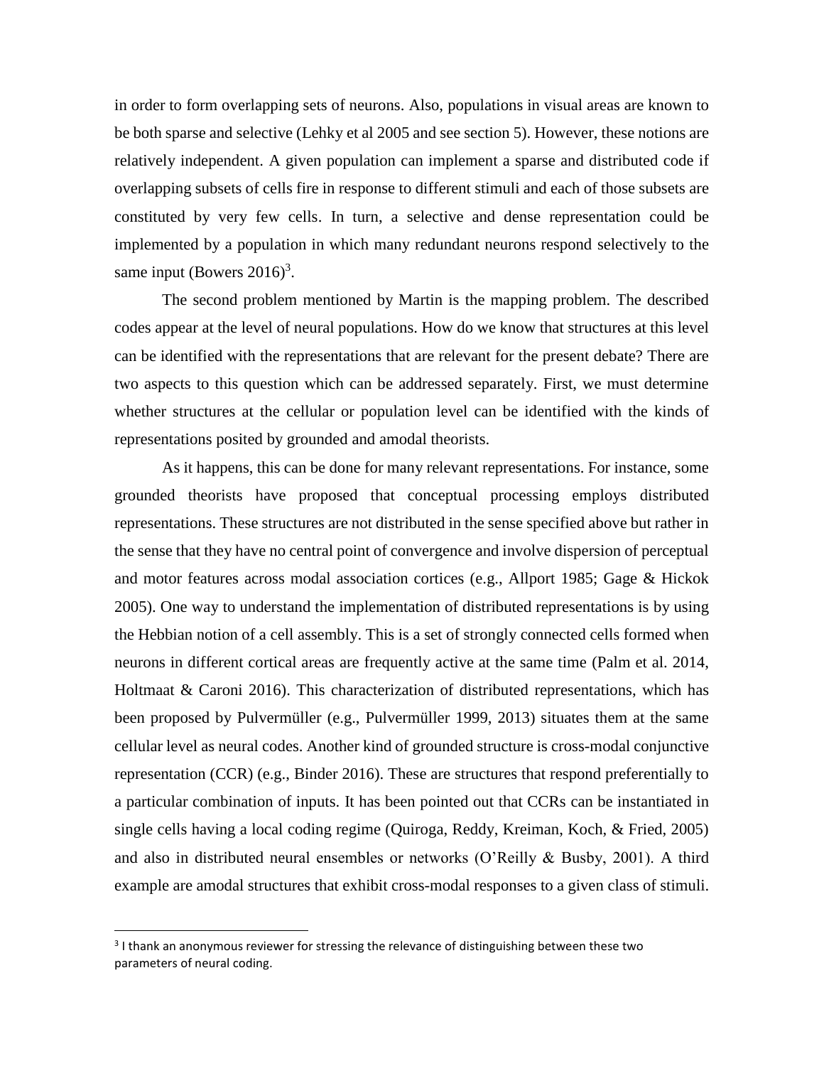in order to form overlapping sets of neurons. Also, populations in visual areas are known to be both sparse and selective (Lehky et al 2005 and see section 5). However, these notions are relatively independent. A given population can implement a sparse and distributed code if overlapping subsets of cells fire in response to different stimuli and each of those subsets are constituted by very few cells. In turn, a selective and dense representation could be implemented by a population in which many redundant neurons respond selectively to the same input (Bowers 2016)[3].

The second problem mentioned by Martin is the mapping problem. The described codes appear at the level of neural populations. How do we know that structures at this level can be identified with the representations that are relevant for the present debate? There are two aspects to this question which can be addressed separately. First, we must determine whether structures at the cellular or population level can be identified with the kinds of representations posited by grounded and amodal theorists.

As it happens, this can be done for many relevant representations. For instance, some grounded theorists have proposed that conceptual processing employs distributed representations. These structures are not distributed in the sense specified above but rather in the sense that they have no central point of convergence and involve dispersion of perceptual and motor features across modal association cortices (e.g., Allport 1985; Gage & Hickok 2005). One way to understand the implementation of distributed representations is by using the Hebbian notion of a cell assembly. This is a set of strongly connected cells formed when neurons in different cortical areas are frequently active at the same time (Palm et al. 2014, Holtmaat & Caroni 2016). This characterization of distributed representations, which has been proposed by Pulvermüller (e.g., Pulvermüller 1999, 2013) situates them at the same cellular level as neural codes. Another kind of grounded structure is cross-modal conjunctive representation (CCR) (e.g., Binder 2016). These are structures that respond preferentially to a particular combination of inputs. It has been pointed out that CCRs can be instantiated in single cells having a local coding regime (Quiroga, Reddy, Kreiman, Koch, & Fried, 2005) and also in distributed neural ensembles or networks (O'Reilly & Busby, 2001). A third example are amodal structures that exhibit cross-modal responses to a given class of stimuli.

[3] I thank an anonymous reviewer for stressing the relevance of distinguishing between these two parameters of neural coding.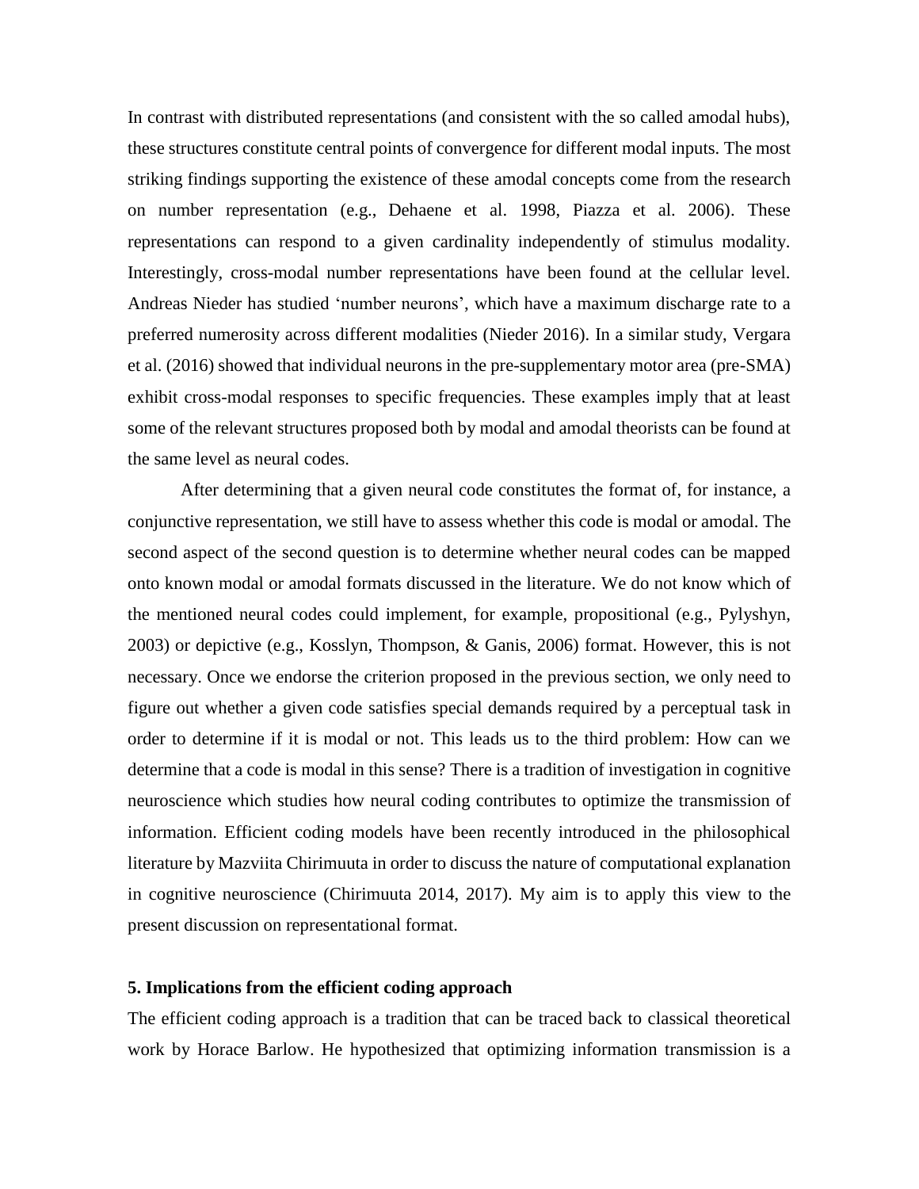In contrast with distributed representations (and consistent with the so called amodal hubs), these structures constitute central points of convergence for different modal inputs. The most striking findings supporting the existence of these amodal concepts come from the research on number representation (e.g., Dehaene et al. 1998, Piazza et al. 2006). These representations can respond to a given cardinality independently of stimulus modality. Interestingly, cross-modal number representations have been found at the cellular level. Andreas Nieder has studied 'number neurons', which have a maximum discharge rate to a preferred numerosity across different modalities (Nieder 2016). In a similar study, Vergara et al. (2016) showed that individual neurons in the pre-supplementary motor area (pre-SMA) exhibit cross-modal responses to specific frequencies. These examples imply that at least some of the relevant structures proposed both by modal and amodal theorists can be found at the same level as neural codes.

After determining that a given neural code constitutes the format of, for instance, a conjunctive representation, we still have to assess whether this code is modal or amodal. The second aspect of the second question is to determine whether neural codes can be mapped onto known modal or amodal formats discussed in the literature. We do not know which of the mentioned neural codes could implement, for example, propositional (e.g., Pylyshyn, 2003) or depictive (e.g., Kosslyn, Thompson, & Ganis, 2006) format. However, this is not necessary. Once we endorse the criterion proposed in the previous section, we only need to figure out whether a given code satisfies special demands required by a perceptual task in order to determine if it is modal or not. This leads us to the third problem: How can we determine that a code is modal in this sense? There is a tradition of investigation in cognitive neuroscience which studies how neural coding contributes to optimize the transmission of information. Efficient coding models have been recently introduced in the philosophical literature by Mazviita Chirimuuta in order to discuss the nature of computational explanation in cognitive neuroscience (Chirimuuta 2014, 2017). My aim is to apply this view to the present discussion on representational format.

## 5. Implications from the efficient coding approach

The efficient coding approach is a tradition that can be traced back to classical theoretical work by Horace Barlow. He hypothesized that optimizing information transmission is a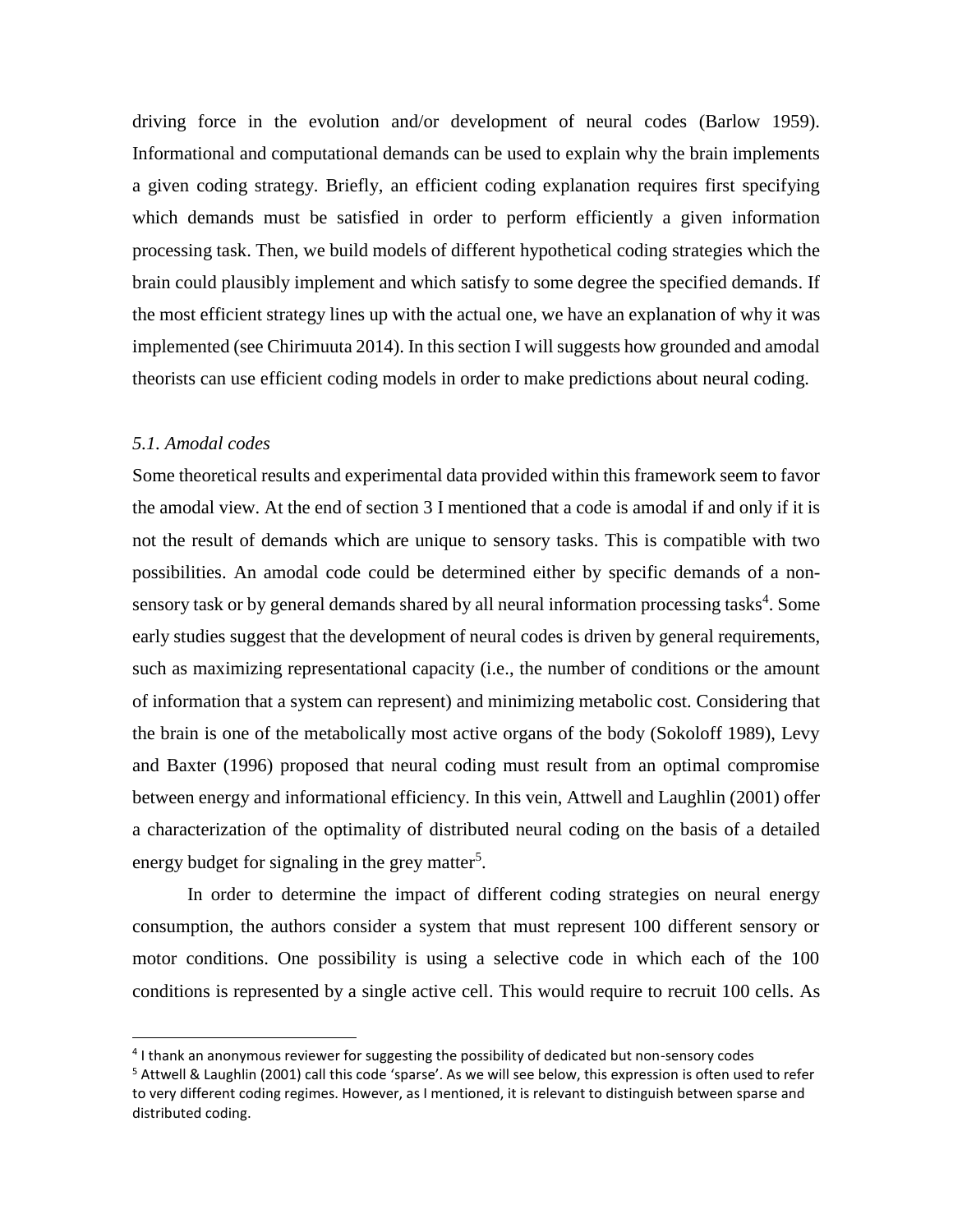driving force in the evolution and/or development of neural codes (Barlow 1959). Informational and computational demands can be used to explain why the brain implements a given coding strategy. Briefly, an efficient coding explanation requires first specifying which demands must be satisfied in order to perform efficiently a given information processing task. Then, we build models of different hypothetical coding strategies which the brain could plausibly implement and which satisfy to some degree the specified demands. If the most efficient strategy lines up with the actual one, we have an explanation of why it was implemented (see Chirimuuta 2014). In this section I will suggests how grounded and amodal theorists can use efficient coding models in order to make predictions about neural coding.

### *5.1. Amodal codes*

Some theoretical results and experimental data provided within this framework seem to favor the amodal view. At the end of section 3 I mentioned that a code is amodal if and only if it is not the result of demands which are unique to sensory tasks. This is compatible with two possibilities. An amodal code could be determined either by specific demands of a non-sensory task or by general demands shared by all neural information processing tasks[4]. Some early studies suggest that the development of neural codes is driven by general requirements, such as maximizing representational capacity (i.e., the number of conditions or the amount of information that a system can represent) and minimizing metabolic cost. Considering that the brain is one of the metabolically most active organs of the body (Sokoloff 1989), Levy and Baxter (1996) proposed that neural coding must result from an optimal compromise between energy and informational efficiency. In this vein, Attwell and Laughlin (2001) offer a characterization of the optimality of distributed neural coding on the basis of a detailed energy budget for signaling in the grey matter[5].

In order to determine the impact of different coding strategies on neural energy consumption, the authors consider a system that must represent 100 different sensory or motor conditions. One possibility is using a selective code in which each of the 100 conditions is represented by a single active cell. This would require to recruit 100 cells. As

[4] I thank an anonymous reviewer for suggesting the possibility of dedicated but non-sensory codes

[5] Attwell & Laughlin (2001) call this code 'sparse'. As we will see below, this expression is often used to refer to very different coding regimes. However, as I mentioned, it is relevant to distinguish between sparse and distributed coding.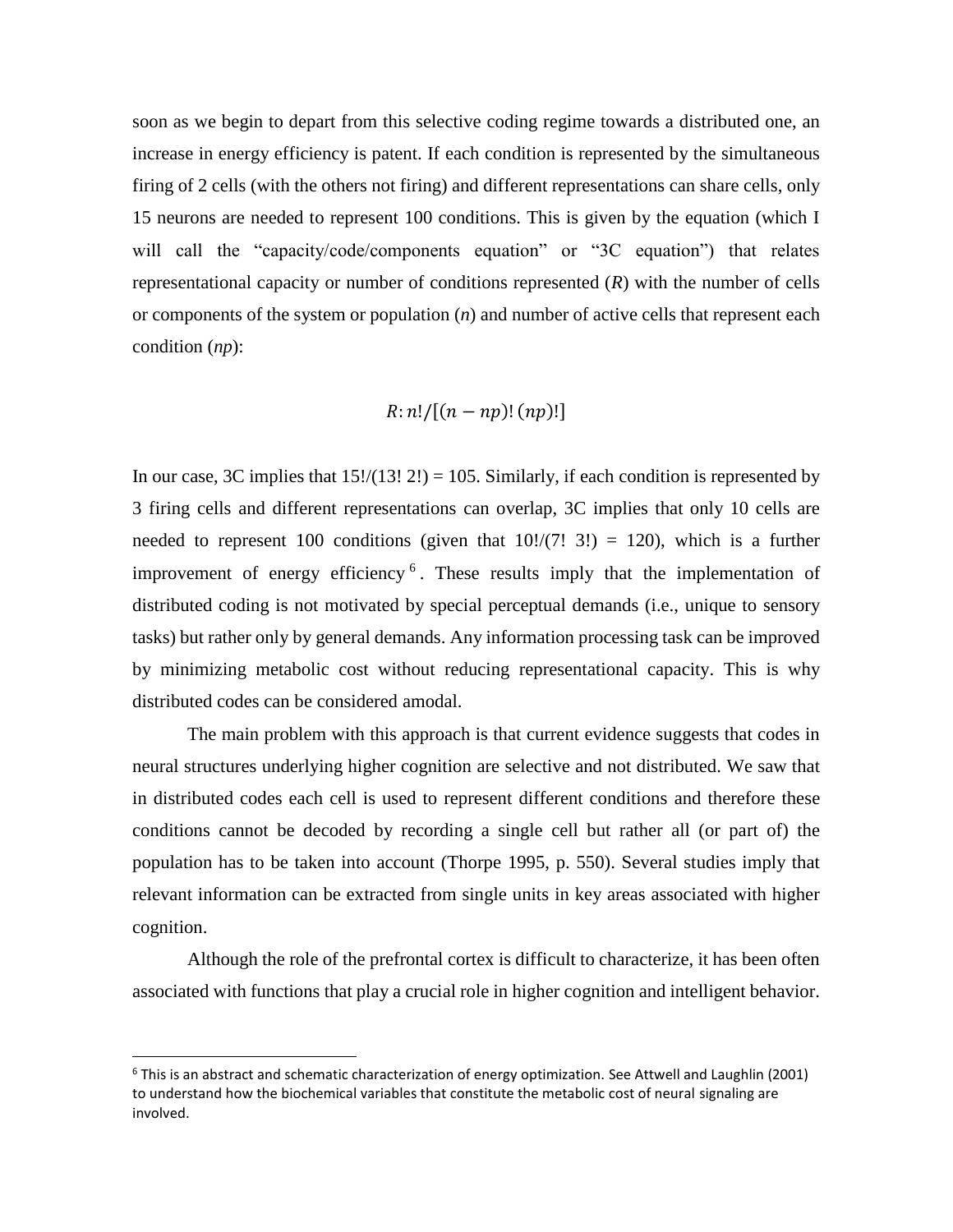soon as we begin to depart from this selective coding regime towards a distributed one, an increase in energy efficiency is patent. If each condition is represented by the simultaneous firing of 2 cells (with the others not firing) and different representations can share cells, only 15 neurons are needed to represent 100 conditions. This is given by the equation (which I will call the "capacity/code/components equation" or "3C equation") that relates representational capacity or number of conditions represented (*R*) with the number of cells or components of the system or population (*n*) and number of active cells that represent each condition (*np*):

$$R: n!/[(n - np)!\,(np)!]$$

In our case, 3C implies that 15!/(13! 2!) = 105. Similarly, if each condition is represented by 3 firing cells and different representations can overlap, 3C implies that only 10 cells are needed to represent 100 conditions (given that 10!/(7! 3!) = 120), which is a further improvement of energy efficiency[6]. These results imply that the implementation of distributed coding is not motivated by special perceptual demands (i.e., unique to sensory tasks) but rather only by general demands. Any information processing task can be improved by minimizing metabolic cost without reducing representational capacity. This is why distributed codes can be considered amodal.

The main problem with this approach is that current evidence suggests that codes in neural structures underlying higher cognition are selective and not distributed. We saw that in distributed codes each cell is used to represent different conditions and therefore these conditions cannot be decoded by recording a single cell but rather all (or part of) the population has to be taken into account (Thorpe 1995, p. 550). Several studies imply that relevant information can be extracted from single units in key areas associated with higher cognition.

Although the role of the prefrontal cortex is difficult to characterize, it has been often associated with functions that play a crucial role in higher cognition and intelligent behavior.

[6] This is an abstract and schematic characterization of energy optimization. See Attwell and Laughlin (2001) to understand how the biochemical variables that constitute the metabolic cost of neural signaling are involved.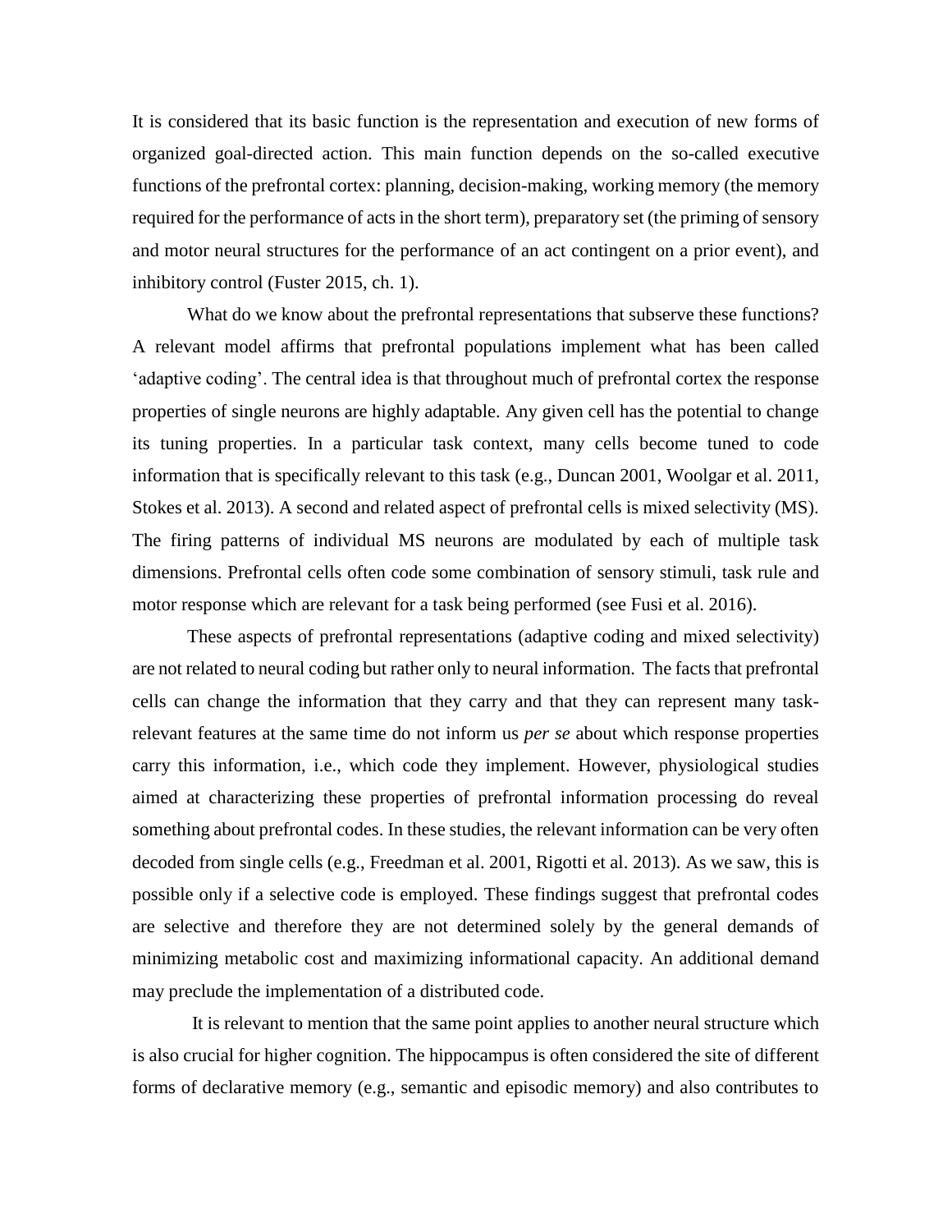It is considered that its basic function is the representation and execution of new forms of organized goal-directed action. This main function depends on the so-called executive functions of the prefrontal cortex: planning, decision-making, working memory (the memory required for the performance of acts in the short term), preparatory set (the priming of sensory and motor neural structures for the performance of an act contingent on a prior event), and inhibitory control (Fuster 2015, ch. 1).

What do we know about the prefrontal representations that subserve these functions? A relevant model affirms that prefrontal populations implement what has been called 'adaptive coding'. The central idea is that throughout much of prefrontal cortex the response properties of single neurons are highly adaptable. Any given cell has the potential to change its tuning properties. In a particular task context, many cells become tuned to code information that is specifically relevant to this task (e.g., Duncan 2001, Woolgar et al. 2011, Stokes et al. 2013). A second and related aspect of prefrontal cells is mixed selectivity (MS). The firing patterns of individual MS neurons are modulated by each of multiple task dimensions. Prefrontal cells often code some combination of sensory stimuli, task rule and motor response which are relevant for a task being performed (see Fusi et al. 2016).

These aspects of prefrontal representations (adaptive coding and mixed selectivity) are not related to neural coding but rather only to neural information. The facts that prefrontal cells can change the information that they carry and that they can represent many task-relevant features at the same time do not inform us *per se* about which response properties carry this information, i.e., which code they implement. However, physiological studies aimed at characterizing these properties of prefrontal information processing do reveal something about prefrontal codes. In these studies, the relevant information can be very often decoded from single cells (e.g., Freedman et al. 2001, Rigotti et al. 2013). As we saw, this is possible only if a selective code is employed. These findings suggest that prefrontal codes are selective and therefore they are not determined solely by the general demands of minimizing metabolic cost and maximizing informational capacity. An additional demand may preclude the implementation of a distributed code.

It is relevant to mention that the same point applies to another neural structure which is also crucial for higher cognition. The hippocampus is often considered the site of different forms of declarative memory (e.g., semantic and episodic memory) and also contributes to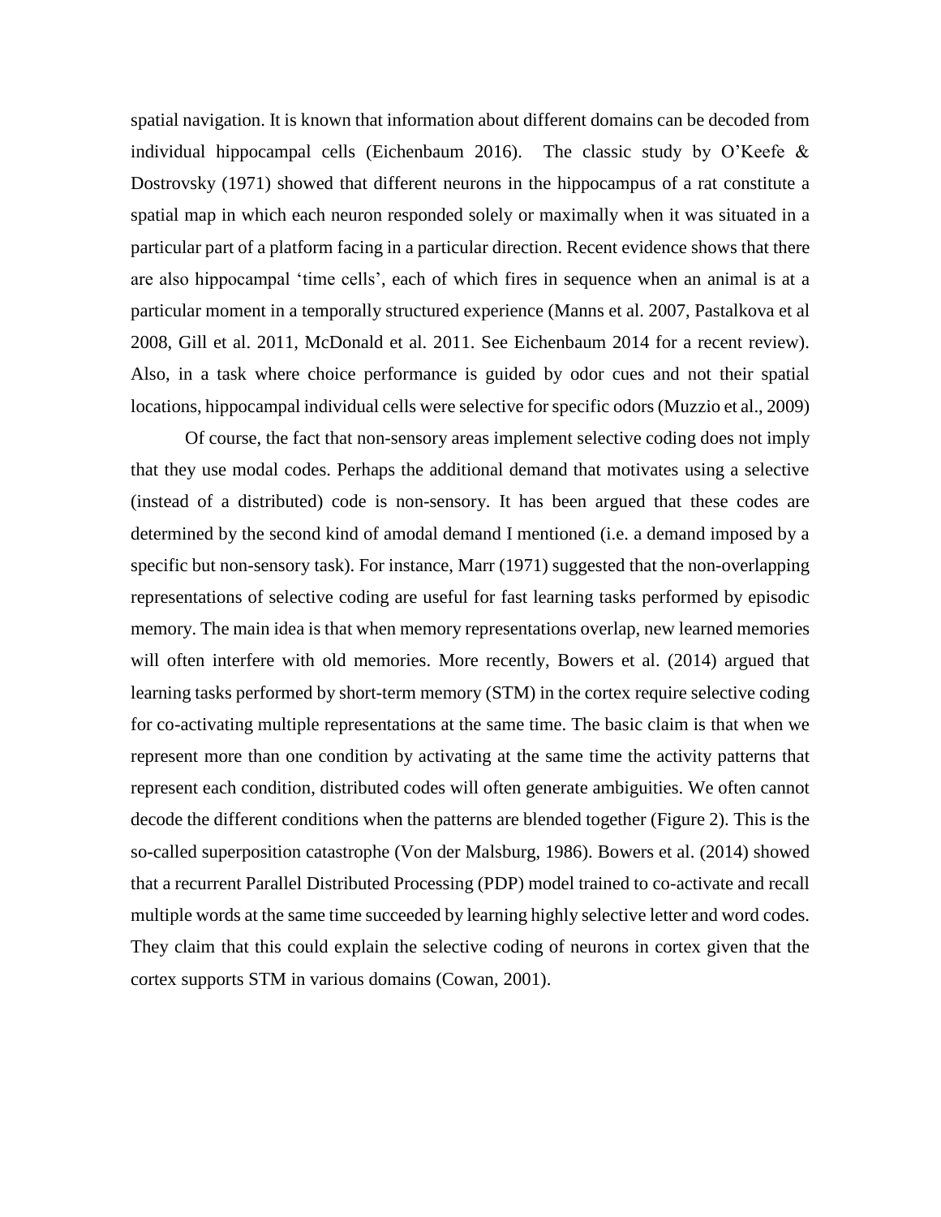spatial navigation. It is known that information about different domains can be decoded from individual hippocampal cells (Eichenbaum 2016). The classic study by O'Keefe & Dostrovsky (1971) showed that different neurons in the hippocampus of a rat constitute a spatial map in which each neuron responded solely or maximally when it was situated in a particular part of a platform facing in a particular direction. Recent evidence shows that there are also hippocampal 'time cells', each of which fires in sequence when an animal is at a particular moment in a temporally structured experience (Manns et al. 2007, Pastalkova et al 2008, Gill et al. 2011, McDonald et al. 2011. See Eichenbaum 2014 for a recent review). Also, in a task where choice performance is guided by odor cues and not their spatial locations, hippocampal individual cells were selective for specific odors (Muzzio et al., 2009)

Of course, the fact that non-sensory areas implement selective coding does not imply that they use modal codes. Perhaps the additional demand that motivates using a selective (instead of a distributed) code is non-sensory. It has been argued that these codes are determined by the second kind of amodal demand I mentioned (i.e. a demand imposed by a specific but non-sensory task). For instance, Marr (1971) suggested that the non-overlapping representations of selective coding are useful for fast learning tasks performed by episodic memory. The main idea is that when memory representations overlap, new learned memories will often interfere with old memories. More recently, Bowers et al. (2014) argued that learning tasks performed by short-term memory (STM) in the cortex require selective coding for co-activating multiple representations at the same time. The basic claim is that when we represent more than one condition by activating at the same time the activity patterns that represent each condition, distributed codes will often generate ambiguities. We often cannot decode the different conditions when the patterns are blended together (Figure 2). This is the so-called superposition catastrophe (Von der Malsburg, 1986). Bowers et al. (2014) showed that a recurrent Parallel Distributed Processing (PDP) model trained to co-activate and recall multiple words at the same time succeeded by learning highly selective letter and word codes. They claim that this could explain the selective coding of neurons in cortex given that the cortex supports STM in various domains (Cowan, 2001).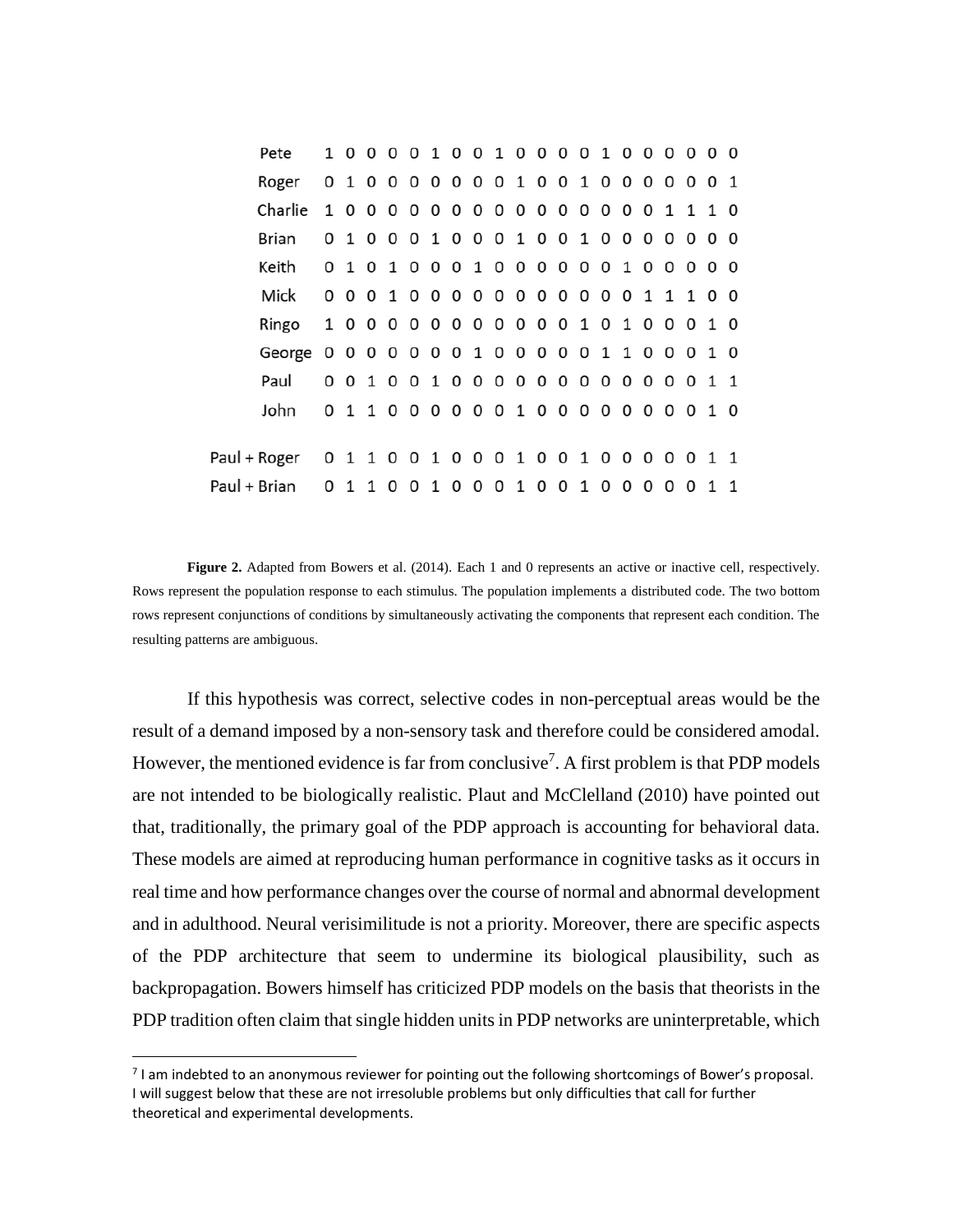| | | | | | | | | | | | | | | | | | | | | | |
|---|---|---|---|---|---|---|---|---|---|---|---|---|---|---|---|---|---|---|---|---|---|
| Pete | 1 | 0 | 0 | 0 | 0 | 1 | 0 | 0 | 1 | 0 | 0 | 0 | 0 | 1 | 0 | 0 | 0 | 0 | 0 | 0 | 0 |
| Roger | 0 | 1 | 0 | 0 | 0 | 0 | 0 | 0 | 0 | 1 | 0 | 0 | 1 | 0 | 0 | 0 | 0 | 0 | 0 | 0 | 1 |
| Charlie | 1 | 0 | 0 | 0 | 0 | 0 | 0 | 0 | 0 | 0 | 0 | 0 | 0 | 0 | 0 | 0 | 0 | 1 | 1 | 1 | 0 |
| Brian | 0 | 1 | 0 | 0 | 0 | 1 | 0 | 0 | 0 | 1 | 0 | 0 | 1 | 0 | 0 | 0 | 0 | 0 | 0 | 0 | 0 |
| Keith | 0 | 1 | 0 | 1 | 0 | 0 | 0 | 1 | 0 | 0 | 0 | 0 | 0 | 0 | 1 | 0 | 0 | 0 | 0 | 0 | 0 |
| Mick | 0 | 0 | 0 | 1 | 0 | 0 | 0 | 0 | 0 | 0 | 0 | 0 | 0 | 0 | 0 | 0 | 1 | 1 | 1 | 0 | 0 |
| Ringo | 1 | 0 | 0 | 0 | 0 | 0 | 0 | 0 | 0 | 0 | 0 | 0 | 1 | 0 | 1 | 0 | 0 | 0 | 0 | 1 | 0 |
| George | 0 | 0 | 0 | 0 | 0 | 0 | 0 | 1 | 0 | 0 | 0 | 0 | 0 | 1 | 1 | 0 | 0 | 0 | 0 | 1 | 0 |
| Paul | 0 | 0 | 1 | 0 | 0 | 1 | 0 | 0 | 0 | 0 | 0 | 0 | 0 | 0 | 0 | 0 | 0 | 0 | 0 | 1 | 1 |
| John | 0 | 1 | 1 | 0 | 0 | 0 | 0 | 0 | 0 | 1 | 0 | 0 | 0 | 0 | 0 | 0 | 0 | 0 | 0 | 1 | 0 |
| Paul + Roger | 0 | 1 | 1 | 0 | 0 | 1 | 0 | 0 | 0 | 1 | 0 | 0 | 1 | 0 | 0 | 0 | 0 | 0 | 0 | 1 | 1 |
| Paul + Brian | 0 | 1 | 1 | 0 | 0 | 1 | 0 | 0 | 0 | 1 | 0 | 0 | 1 | 0 | 0 | 0 | 0 | 0 | 0 | 1 | 1 |

**Figure 2.** Adapted from Bowers et al. (2014). Each 1 and 0 represents an active or inactive cell, respectively. Rows represent the population response to each stimulus. The population implements a distributed code. The two bottom rows represent conjunctions of conditions by simultaneously activating the components that represent each condition. The resulting patterns are ambiguous.

If this hypothesis was correct, selective codes in non-perceptual areas would be the result of a demand imposed by a non-sensory task and therefore could be considered amodal. However, the mentioned evidence is far from conclusive[7]. A first problem is that PDP models are not intended to be biologically realistic. Plaut and McClelland (2010) have pointed out that, traditionally, the primary goal of the PDP approach is accounting for behavioral data. These models are aimed at reproducing human performance in cognitive tasks as it occurs in real time and how performance changes over the course of normal and abnormal development and in adulthood. Neural verisimilitude is not a priority. Moreover, there are specific aspects of the PDP architecture that seem to undermine its biological plausibility, such as backpropagation. Bowers himself has criticized PDP models on the basis that theorists in the PDP tradition often claim that single hidden units in PDP networks are uninterpretable, which

[7] I am indebted to an anonymous reviewer for pointing out the following shortcomings of Bower's proposal. I will suggest below that these are not irresoluble problems but only difficulties that call for further theoretical and experimental developments.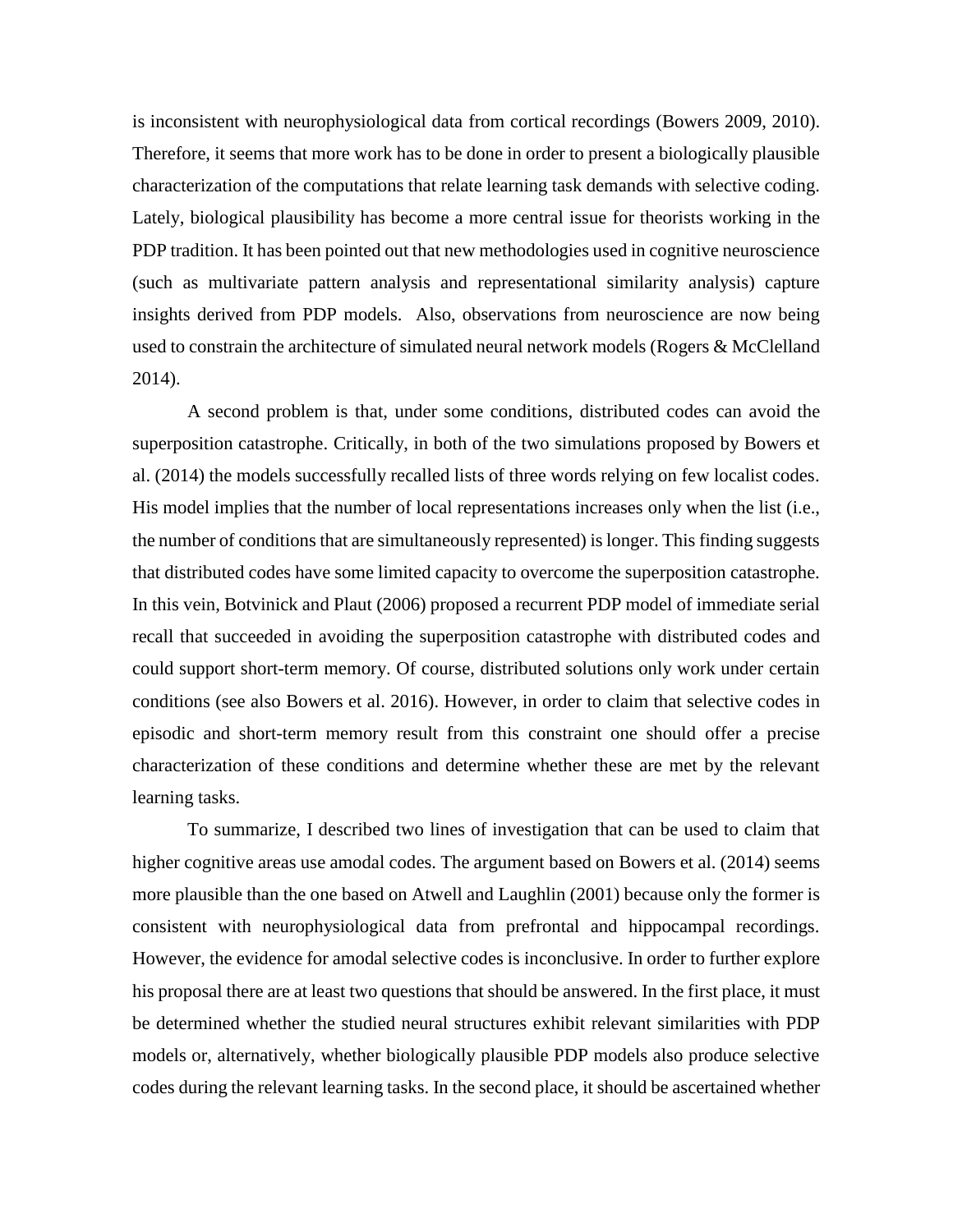is inconsistent with neurophysiological data from cortical recordings (Bowers 2009, 2010). Therefore, it seems that more work has to be done in order to present a biologically plausible characterization of the computations that relate learning task demands with selective coding. Lately, biological plausibility has become a more central issue for theorists working in the PDP tradition. It has been pointed out that new methodologies used in cognitive neuroscience (such as multivariate pattern analysis and representational similarity analysis) capture insights derived from PDP models. Also, observations from neuroscience are now being used to constrain the architecture of simulated neural network models (Rogers & McClelland 2014).

A second problem is that, under some conditions, distributed codes can avoid the superposition catastrophe. Critically, in both of the two simulations proposed by Bowers et al. (2014) the models successfully recalled lists of three words relying on few localist codes. His model implies that the number of local representations increases only when the list (i.e., the number of conditions that are simultaneously represented) is longer. This finding suggests that distributed codes have some limited capacity to overcome the superposition catastrophe. In this vein, Botvinick and Plaut (2006) proposed a recurrent PDP model of immediate serial recall that succeeded in avoiding the superposition catastrophe with distributed codes and could support short-term memory. Of course, distributed solutions only work under certain conditions (see also Bowers et al. 2016). However, in order to claim that selective codes in episodic and short-term memory result from this constraint one should offer a precise characterization of these conditions and determine whether these are met by the relevant learning tasks.

To summarize, I described two lines of investigation that can be used to claim that higher cognitive areas use amodal codes. The argument based on Bowers et al. (2014) seems more plausible than the one based on Atwell and Laughlin (2001) because only the former is consistent with neurophysiological data from prefrontal and hippocampal recordings. However, the evidence for amodal selective codes is inconclusive. In order to further explore his proposal there are at least two questions that should be answered. In the first place, it must be determined whether the studied neural structures exhibit relevant similarities with PDP models or, alternatively, whether biologically plausible PDP models also produce selective codes during the relevant learning tasks. In the second place, it should be ascertained whether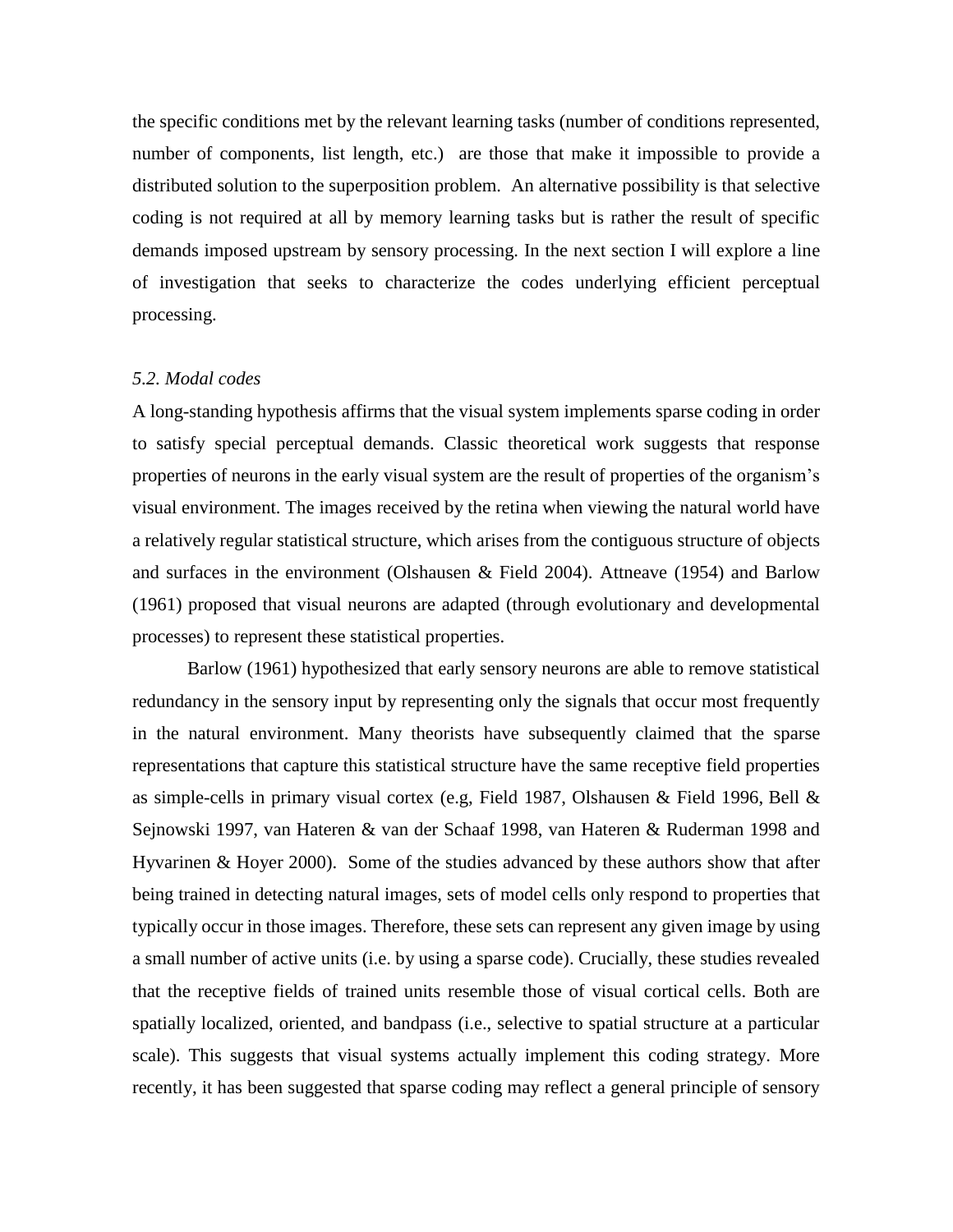the specific conditions met by the relevant learning tasks (number of conditions represented, number of components, list length, etc.) are those that make it impossible to provide a distributed solution to the superposition problem. An alternative possibility is that selective coding is not required at all by memory learning tasks but is rather the result of specific demands imposed upstream by sensory processing. In the next section I will explore a line of investigation that seeks to characterize the codes underlying efficient perceptual processing.

### *5.2. Modal codes*

A long-standing hypothesis affirms that the visual system implements sparse coding in order to satisfy special perceptual demands. Classic theoretical work suggests that response properties of neurons in the early visual system are the result of properties of the organism's visual environment. The images received by the retina when viewing the natural world have a relatively regular statistical structure, which arises from the contiguous structure of objects and surfaces in the environment (Olshausen & Field 2004). Attneave (1954) and Barlow (1961) proposed that visual neurons are adapted (through evolutionary and developmental processes) to represent these statistical properties.

Barlow (1961) hypothesized that early sensory neurons are able to remove statistical redundancy in the sensory input by representing only the signals that occur most frequently in the natural environment. Many theorists have subsequently claimed that the sparse representations that capture this statistical structure have the same receptive field properties as simple-cells in primary visual cortex (e.g, Field 1987, Olshausen & Field 1996, Bell & Sejnowski 1997, van Hateren & van der Schaaf 1998, van Hateren & Ruderman 1998 and Hyvarinen & Hoyer 2000). Some of the studies advanced by these authors show that after being trained in detecting natural images, sets of model cells only respond to properties that typically occur in those images. Therefore, these sets can represent any given image by using a small number of active units (i.e. by using a sparse code). Crucially, these studies revealed that the receptive fields of trained units resemble those of visual cortical cells. Both are spatially localized, oriented, and bandpass (i.e., selective to spatial structure at a particular scale). This suggests that visual systems actually implement this coding strategy. More recently, it has been suggested that sparse coding may reflect a general principle of sensory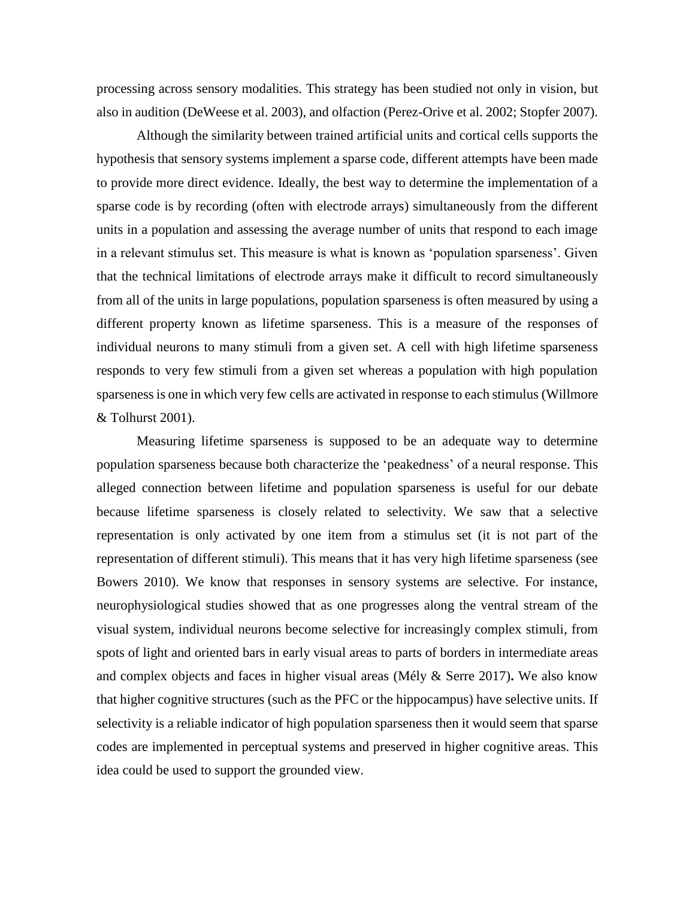processing across sensory modalities. This strategy has been studied not only in vision, but also in audition (DeWeese et al. 2003), and olfaction (Perez-Orive et al. 2002; Stopfer 2007).

Although the similarity between trained artificial units and cortical cells supports the hypothesis that sensory systems implement a sparse code, different attempts have been made to provide more direct evidence. Ideally, the best way to determine the implementation of a sparse code is by recording (often with electrode arrays) simultaneously from the different units in a population and assessing the average number of units that respond to each image in a relevant stimulus set. This measure is what is known as 'population sparseness'. Given that the technical limitations of electrode arrays make it difficult to record simultaneously from all of the units in large populations, population sparseness is often measured by using a different property known as lifetime sparseness. This is a measure of the responses of individual neurons to many stimuli from a given set. A cell with high lifetime sparseness responds to very few stimuli from a given set whereas a population with high population sparseness is one in which very few cells are activated in response to each stimulus (Willmore & Tolhurst 2001).

Measuring lifetime sparseness is supposed to be an adequate way to determine population sparseness because both characterize the 'peakedness' of a neural response. This alleged connection between lifetime and population sparseness is useful for our debate because lifetime sparseness is closely related to selectivity. We saw that a selective representation is only activated by one item from a stimulus set (it is not part of the representation of different stimuli). This means that it has very high lifetime sparseness (see Bowers 2010). We know that responses in sensory systems are selective. For instance, neurophysiological studies showed that as one progresses along the ventral stream of the visual system, individual neurons become selective for increasingly complex stimuli, from spots of light and oriented bars in early visual areas to parts of borders in intermediate areas and complex objects and faces in higher visual areas (Mély & Serre 2017)**.** We also know that higher cognitive structures (such as the PFC or the hippocampus) have selective units. If selectivity is a reliable indicator of high population sparseness then it would seem that sparse codes are implemented in perceptual systems and preserved in higher cognitive areas. This idea could be used to support the grounded view.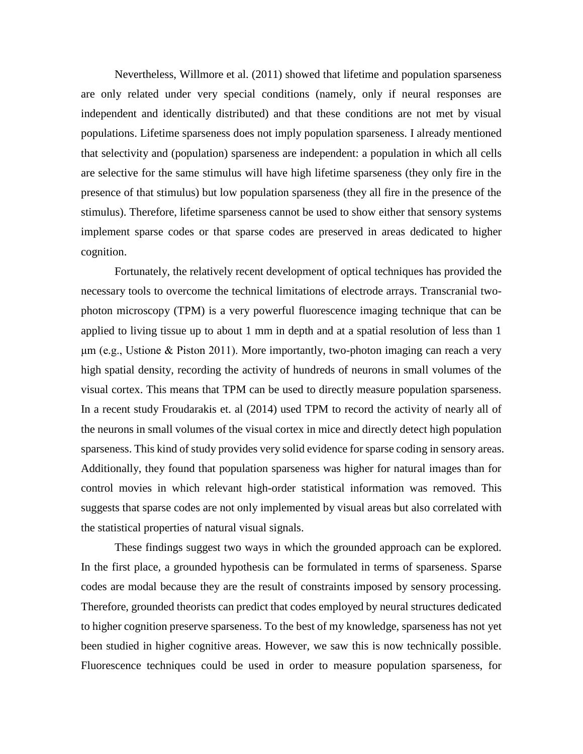Nevertheless, Willmore et al. (2011) showed that lifetime and population sparseness are only related under very special conditions (namely, only if neural responses are independent and identically distributed) and that these conditions are not met by visual populations. Lifetime sparseness does not imply population sparseness. I already mentioned that selectivity and (population) sparseness are independent: a population in which all cells are selective for the same stimulus will have high lifetime sparseness (they only fire in the presence of that stimulus) but low population sparseness (they all fire in the presence of the stimulus). Therefore, lifetime sparseness cannot be used to show either that sensory systems implement sparse codes or that sparse codes are preserved in areas dedicated to higher cognition.

Fortunately, the relatively recent development of optical techniques has provided the necessary tools to overcome the technical limitations of electrode arrays. Transcranial two-photon microscopy (TPM) is a very powerful fluorescence imaging technique that can be applied to living tissue up to about 1 mm in depth and at a spatial resolution of less than 1 μm (e.g., Ustione & Piston 2011). More importantly, two-photon imaging can reach a very high spatial density, recording the activity of hundreds of neurons in small volumes of the visual cortex. This means that TPM can be used to directly measure population sparseness. In a recent study Froudarakis et. al (2014) used TPM to record the activity of nearly all of the neurons in small volumes of the visual cortex in mice and directly detect high population sparseness. This kind of study provides very solid evidence for sparse coding in sensory areas. Additionally, they found that population sparseness was higher for natural images than for control movies in which relevant high-order statistical information was removed. This suggests that sparse codes are not only implemented by visual areas but also correlated with the statistical properties of natural visual signals.

These findings suggest two ways in which the grounded approach can be explored. In the first place, a grounded hypothesis can be formulated in terms of sparseness. Sparse codes are modal because they are the result of constraints imposed by sensory processing. Therefore, grounded theorists can predict that codes employed by neural structures dedicated to higher cognition preserve sparseness. To the best of my knowledge, sparseness has not yet been studied in higher cognitive areas. However, we saw this is now technically possible. Fluorescence techniques could be used in order to measure population sparseness, for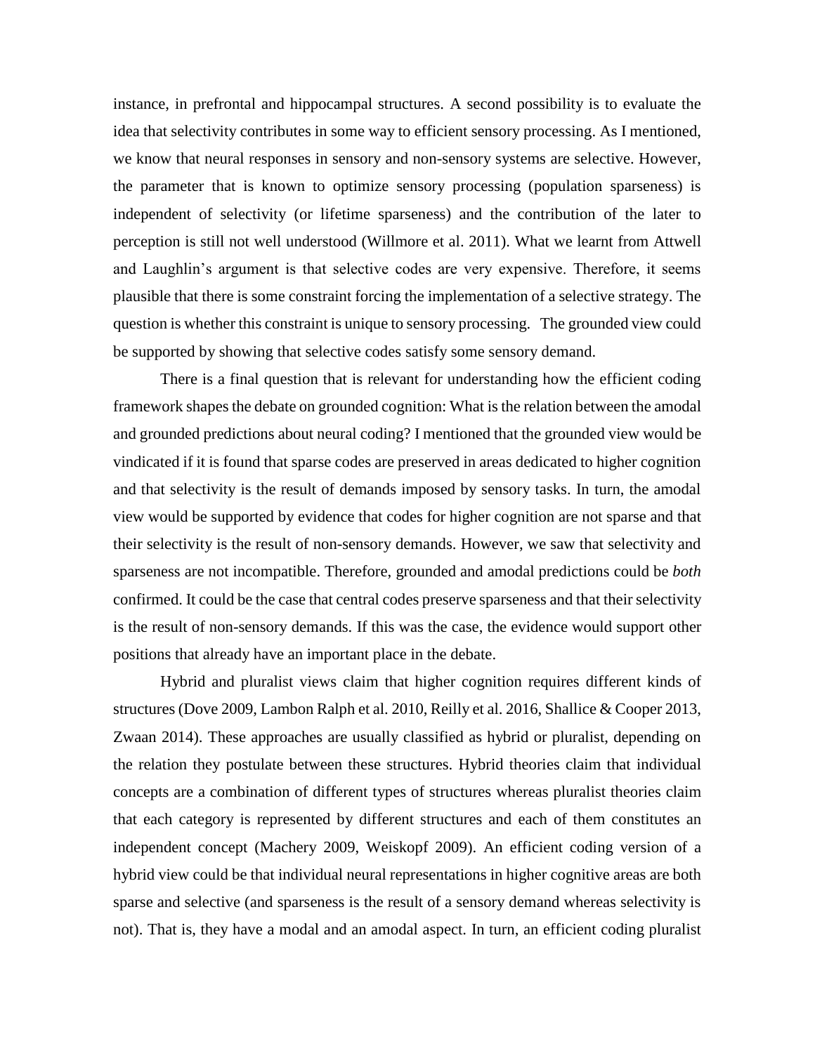instance, in prefrontal and hippocampal structures. A second possibility is to evaluate the idea that selectivity contributes in some way to efficient sensory processing. As I mentioned, we know that neural responses in sensory and non-sensory systems are selective. However, the parameter that is known to optimize sensory processing (population sparseness) is independent of selectivity (or lifetime sparseness) and the contribution of the later to perception is still not well understood (Willmore et al. 2011). What we learnt from Attwell and Laughlin's argument is that selective codes are very expensive. Therefore, it seems plausible that there is some constraint forcing the implementation of a selective strategy. The question is whether this constraint is unique to sensory processing. The grounded view could be supported by showing that selective codes satisfy some sensory demand.

There is a final question that is relevant for understanding how the efficient coding framework shapes the debate on grounded cognition: What is the relation between the amodal and grounded predictions about neural coding? I mentioned that the grounded view would be vindicated if it is found that sparse codes are preserved in areas dedicated to higher cognition and that selectivity is the result of demands imposed by sensory tasks. In turn, the amodal view would be supported by evidence that codes for higher cognition are not sparse and that their selectivity is the result of non-sensory demands. However, we saw that selectivity and sparseness are not incompatible. Therefore, grounded and amodal predictions could be *both* confirmed. It could be the case that central codes preserve sparseness and that their selectivity is the result of non-sensory demands. If this was the case, the evidence would support other positions that already have an important place in the debate.

Hybrid and pluralist views claim that higher cognition requires different kinds of structures (Dove 2009, Lambon Ralph et al. 2010, Reilly et al. 2016, Shallice & Cooper 2013, Zwaan 2014). These approaches are usually classified as hybrid or pluralist, depending on the relation they postulate between these structures. Hybrid theories claim that individual concepts are a combination of different types of structures whereas pluralist theories claim that each category is represented by different structures and each of them constitutes an independent concept (Machery 2009, Weiskopf 2009). An efficient coding version of a hybrid view could be that individual neural representations in higher cognitive areas are both sparse and selective (and sparseness is the result of a sensory demand whereas selectivity is not). That is, they have a modal and an amodal aspect. In turn, an efficient coding pluralist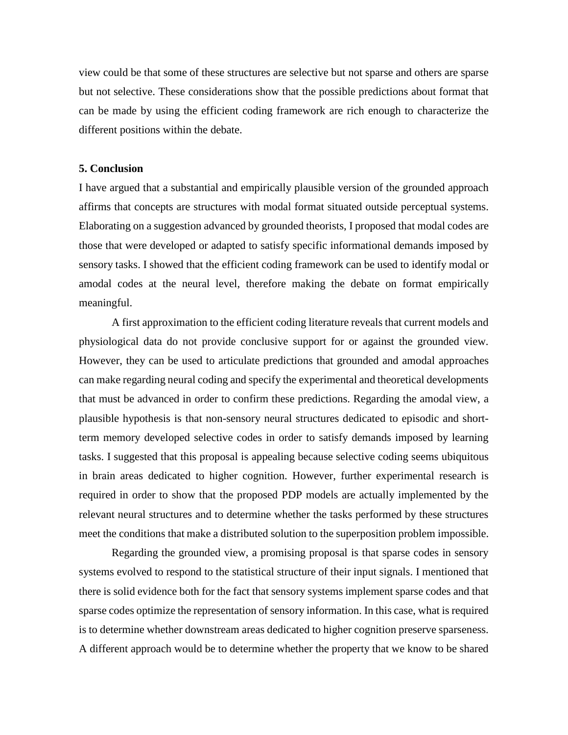view could be that some of these structures are selective but not sparse and others are sparse but not selective. These considerations show that the possible predictions about format that can be made by using the efficient coding framework are rich enough to characterize the different positions within the debate.

**5. Conclusion**

I have argued that a substantial and empirically plausible version of the grounded approach affirms that concepts are structures with modal format situated outside perceptual systems. Elaborating on a suggestion advanced by grounded theorists, I proposed that modal codes are those that were developed or adapted to satisfy specific informational demands imposed by sensory tasks. I showed that the efficient coding framework can be used to identify modal or amodal codes at the neural level, therefore making the debate on format empirically meaningful.

A first approximation to the efficient coding literature reveals that current models and physiological data do not provide conclusive support for or against the grounded view. However, they can be used to articulate predictions that grounded and amodal approaches can make regarding neural coding and specify the experimental and theoretical developments that must be advanced in order to confirm these predictions. Regarding the amodal view, a plausible hypothesis is that non-sensory neural structures dedicated to episodic and short-term memory developed selective codes in order to satisfy demands imposed by learning tasks. I suggested that this proposal is appealing because selective coding seems ubiquitous in brain areas dedicated to higher cognition. However, further experimental research is required in order to show that the proposed PDP models are actually implemented by the relevant neural structures and to determine whether the tasks performed by these structures meet the conditions that make a distributed solution to the superposition problem impossible.

Regarding the grounded view, a promising proposal is that sparse codes in sensory systems evolved to respond to the statistical structure of their input signals. I mentioned that there is solid evidence both for the fact that sensory systems implement sparse codes and that sparse codes optimize the representation of sensory information. In this case, what is required is to determine whether downstream areas dedicated to higher cognition preserve sparseness. A different approach would be to determine whether the property that we know to be shared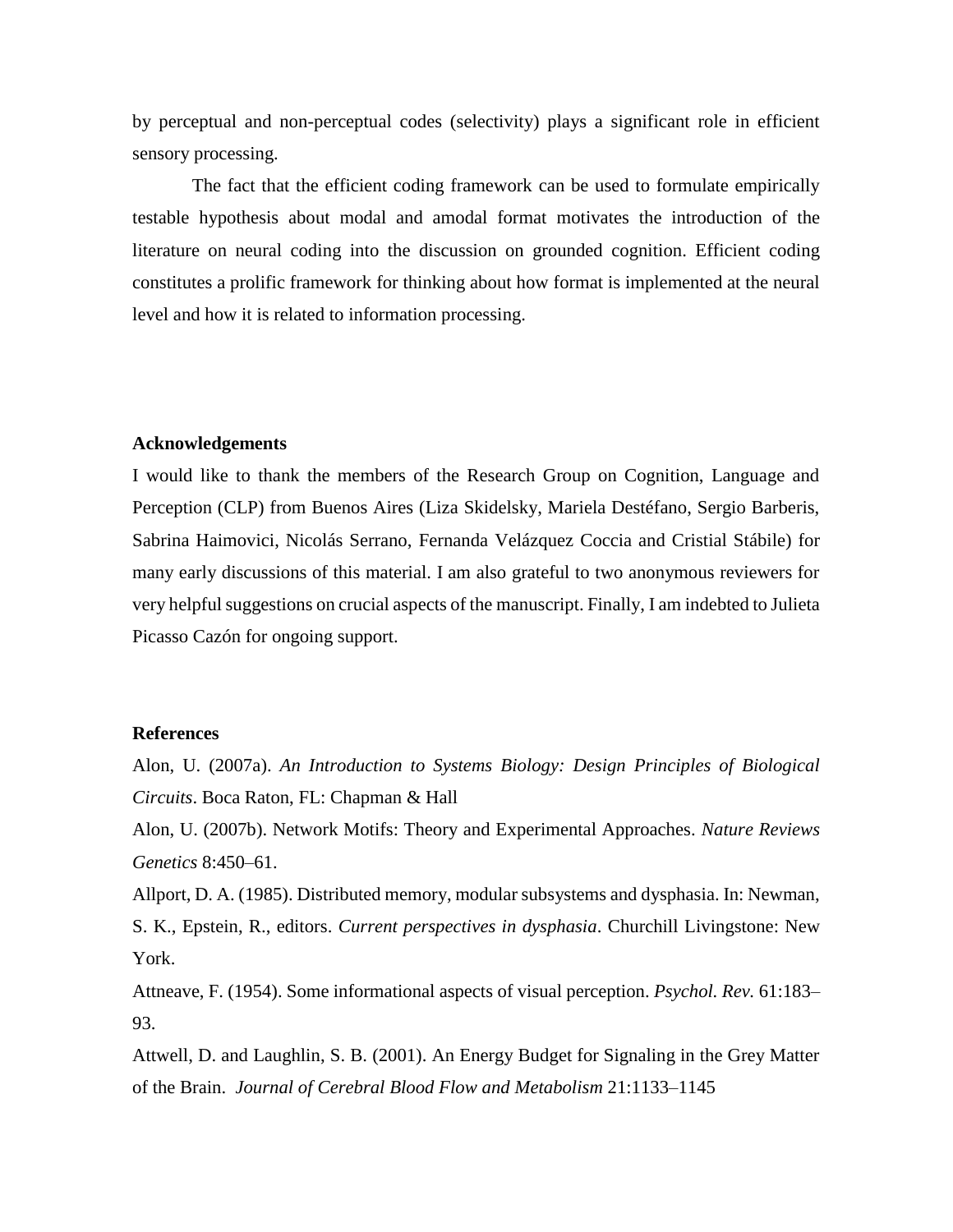by perceptual and non-perceptual codes (selectivity) plays a significant role in efficient sensory processing.

The fact that the efficient coding framework can be used to formulate empirically testable hypothesis about modal and amodal format motivates the introduction of the literature on neural coding into the discussion on grounded cognition. Efficient coding constitutes a prolific framework for thinking about how format is implemented at the neural level and how it is related to information processing.

## Acknowledgements

I would like to thank the members of the Research Group on Cognition, Language and Perception (CLP) from Buenos Aires (Liza Skidelsky, Mariela Destéfano, Sergio Barberis, Sabrina Haimovici, Nicolás Serrano, Fernanda Velázquez Coccia and Cristial Stábile) for many early discussions of this material. I am also grateful to two anonymous reviewers for very helpful suggestions on crucial aspects of the manuscript. Finally, I am indebted to Julieta Picasso Cazón for ongoing support.

## References

Alon, U. (2007a). *An Introduction to Systems Biology: Design Principles of Biological Circuits*. Boca Raton, FL: Chapman & Hall

Alon, U. (2007b). Network Motifs: Theory and Experimental Approaches. *Nature Reviews Genetics* 8:450–61.

Allport, D. A. (1985). Distributed memory, modular subsystems and dysphasia. In: Newman, S. K., Epstein, R., editors. *Current perspectives in dysphasia*. Churchill Livingstone: New York.

Attneave, F. (1954). Some informational aspects of visual perception. *Psychol. Rev.* 61:183–93.

Attwell, D. and Laughlin, S. B. (2001). An Energy Budget for Signaling in the Grey Matter of the Brain. *Journal of Cerebral Blood Flow and Metabolism* 21:1133–1145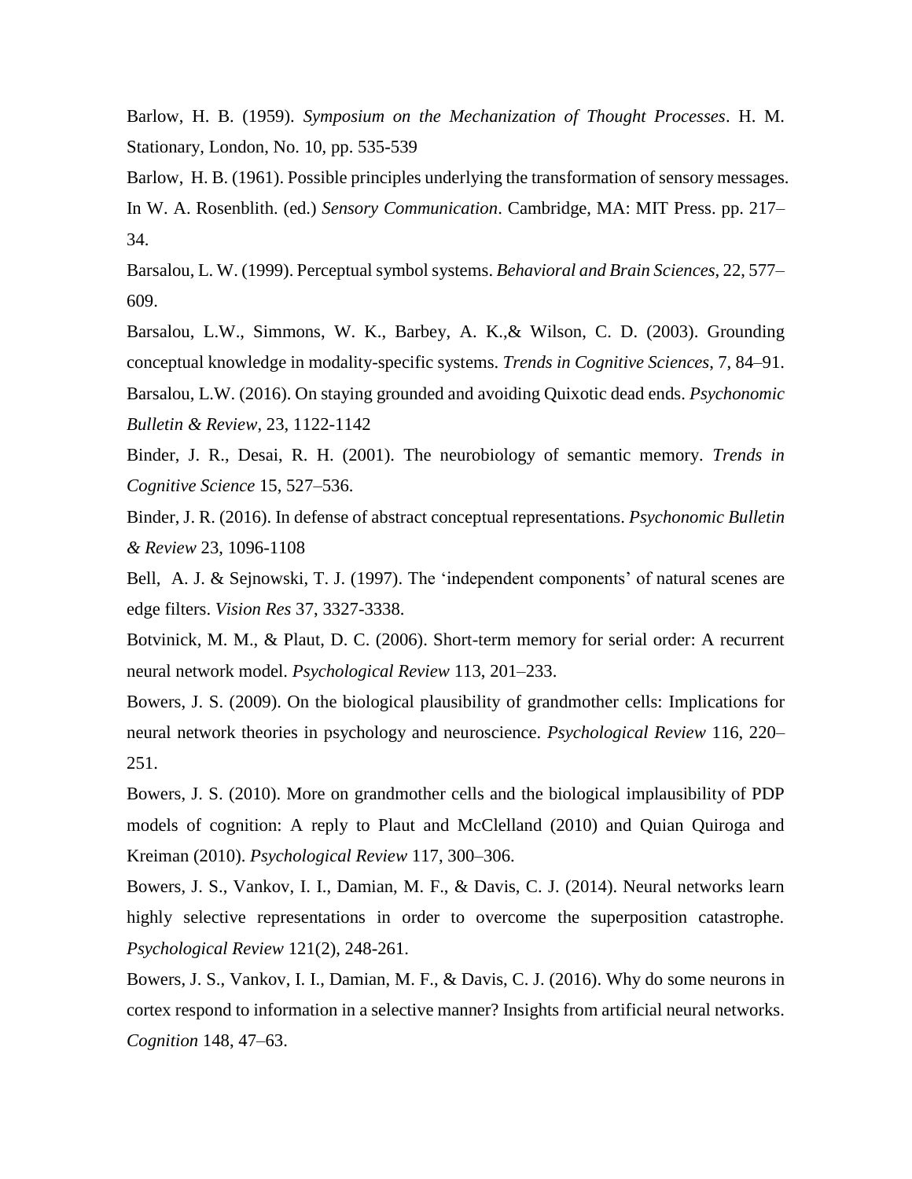Barlow, H. B. (1959). *Symposium on the Mechanization of Thought Processes*. H. M. Stationary, London, No. 10, pp. 535-539

Barlow, H. B. (1961). Possible principles underlying the transformation of sensory messages. In W. A. Rosenblith. (ed.) *Sensory Communication*. Cambridge, MA: MIT Press. pp. 217–34.

Barsalou, L. W. (1999). Perceptual symbol systems. *Behavioral and Brain Sciences*, 22, 577–609.

Barsalou, L.W., Simmons, W. K., Barbey, A. K.,& Wilson, C. D. (2003). Grounding conceptual knowledge in modality-specific systems. *Trends in Cognitive Sciences*, 7, 84–91.

Barsalou, L.W. (2016). On staying grounded and avoiding Quixotic dead ends. *Psychonomic Bulletin & Review*, 23, 1122-1142

Binder, J. R., Desai, R. H. (2001). The neurobiology of semantic memory. *Trends in Cognitive Science* 15, 527–536.

Binder, J. R. (2016). In defense of abstract conceptual representations. *Psychonomic Bulletin & Review* 23, 1096-1108

Bell, A. J. & Sejnowski, T. J. (1997). The 'independent components' of natural scenes are edge filters. *Vision Res* 37, 3327-3338.

Botvinick, M. M., & Plaut, D. C. (2006). Short-term memory for serial order: A recurrent neural network model. *Psychological Review* 113, 201–233.

Bowers, J. S. (2009). On the biological plausibility of grandmother cells: Implications for neural network theories in psychology and neuroscience. *Psychological Review* 116, 220–251.

Bowers, J. S. (2010). More on grandmother cells and the biological implausibility of PDP models of cognition: A reply to Plaut and McClelland (2010) and Quian Quiroga and Kreiman (2010). *Psychological Review* 117, 300–306.

Bowers, J. S., Vankov, I. I., Damian, M. F., & Davis, C. J. (2014). Neural networks learn highly selective representations in order to overcome the superposition catastrophe. *Psychological Review* 121(2), 248-261.

Bowers, J. S., Vankov, I. I., Damian, M. F., & Davis, C. J. (2016). Why do some neurons in cortex respond to information in a selective manner? Insights from artificial neural networks. *Cognition* 148, 47–63.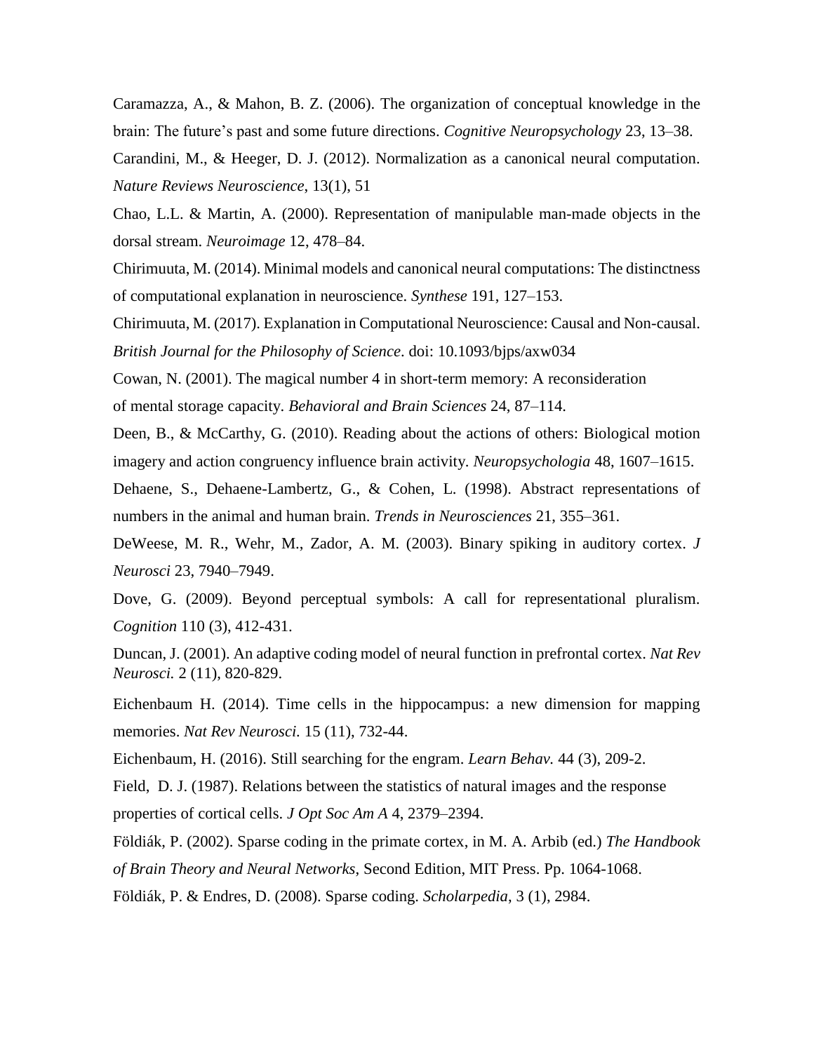Caramazza, A., & Mahon, B. Z. (2006). The organization of conceptual knowledge in the brain: The future's past and some future directions. *Cognitive Neuropsychology* 23, 13–38.

Carandini, M., & Heeger, D. J. (2012). Normalization as a canonical neural computation. *Nature Reviews Neuroscience*, 13(1), 51

Chao, L.L. & Martin, A. (2000). Representation of manipulable man-made objects in the dorsal stream. *Neuroimage* 12, 478–84.

Chirimuuta, M. (2014). Minimal models and canonical neural computations: The distinctness of computational explanation in neuroscience. *Synthese* 191, 127–153.

Chirimuuta, M. (2017). Explanation in Computational Neuroscience: Causal and Non-causal. *British Journal for the Philosophy of Science*. doi: 10.1093/bjps/axw034

Cowan, N. (2001). The magical number 4 in short-term memory: A reconsideration of mental storage capacity. *Behavioral and Brain Sciences* 24, 87–114.

Deen, B., & McCarthy, G. (2010). Reading about the actions of others: Biological motion imagery and action congruency influence brain activity. *Neuropsychologia* 48, 1607–1615.

Dehaene, S., Dehaene-Lambertz, G., & Cohen, L. (1998). Abstract representations of numbers in the animal and human brain. *Trends in Neurosciences* 21, 355–361.

DeWeese, M. R., Wehr, M., Zador, A. M. (2003). Binary spiking in auditory cortex. *J Neurosci* 23, 7940–7949.

Dove, G. (2009). Beyond perceptual symbols: A call for representational pluralism. *Cognition* 110 (3), 412-431.

Duncan, J. (2001). An adaptive coding model of neural function in prefrontal cortex. *Nat Rev Neurosci.* 2 (11), 820-829.

Eichenbaum H. (2014). Time cells in the hippocampus: a new dimension for mapping memories. *Nat Rev Neurosci.* 15 (11), 732-44.

Eichenbaum, H. (2016). Still searching for the engram. *Learn Behav.* 44 (3), 209-2.

Field, D. J. (1987). Relations between the statistics of natural images and the response properties of cortical cells. *J Opt Soc Am A* 4, 2379–2394.

Földiák, P. (2002). Sparse coding in the primate cortex, in M. A. Arbib (ed.) *The Handbook of Brain Theory and Neural Networks*, Second Edition, MIT Press. Pp. 1064-1068.

Földiák, P. & Endres, D. (2008). Sparse coding. *Scholarpedia*, 3 (1), 2984.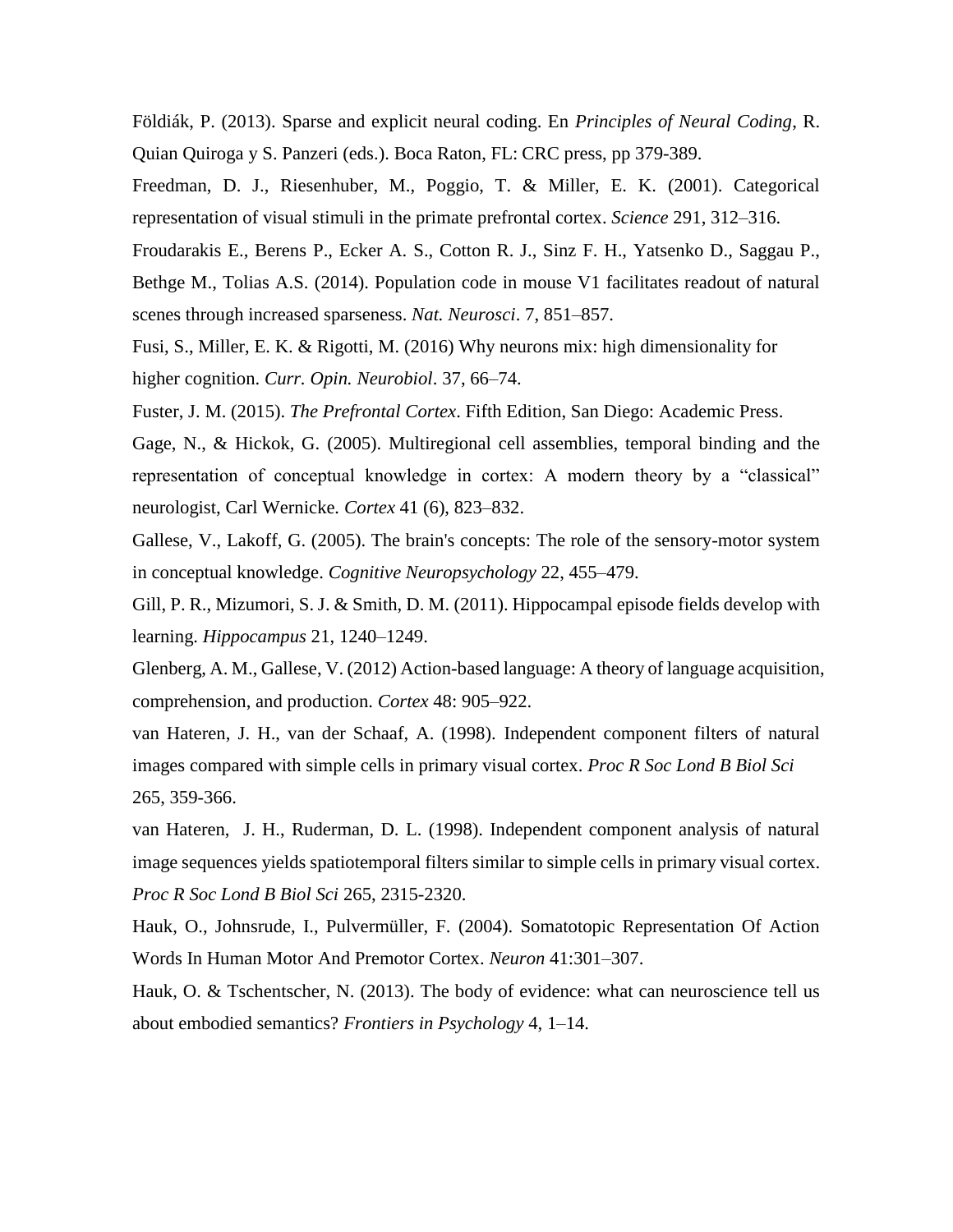Földiák, P. (2013). Sparse and explicit neural coding. En *Principles of Neural Coding*, R. Quian Quiroga y S. Panzeri (eds.). Boca Raton, FL: CRC press, pp 379-389.

Freedman, D. J., Riesenhuber, M., Poggio, T. & Miller, E. K. (2001). Categorical representation of visual stimuli in the primate prefrontal cortex. *Science* 291, 312–316.

Froudarakis E., Berens P., Ecker A. S., Cotton R. J., Sinz F. H., Yatsenko D., Saggau P., Bethge M., Tolias A.S. (2014). Population code in mouse V1 facilitates readout of natural scenes through increased sparseness. *Nat. Neurosci*. 7, 851–857.

Fusi, S., Miller, E. K. & Rigotti, M. (2016) Why neurons mix: high dimensionality for higher cognition. *Curr. Opin. Neurobiol*. 37, 66–74.

Fuster, J. M. (2015). *The Prefrontal Cortex*. Fifth Edition, San Diego: Academic Press.

Gage, N., & Hickok, G. (2005). Multiregional cell assemblies, temporal binding and the representation of conceptual knowledge in cortex: A modern theory by a "classical" neurologist, Carl Wernicke. *Cortex* 41 (6), 823–832.

Gallese, V., Lakoff, G. (2005). The brain's concepts: The role of the sensory-motor system in conceptual knowledge. *Cognitive Neuropsychology* 22, 455–479.

Gill, P. R., Mizumori, S. J. & Smith, D. M. (2011). Hippocampal episode fields develop with learning. *Hippocampus* 21, 1240–1249.

Glenberg, A. M., Gallese, V. (2012) Action-based language: A theory of language acquisition, comprehension, and production. *Cortex* 48: 905–922.

van Hateren, J. H., van der Schaaf, A. (1998). Independent component filters of natural images compared with simple cells in primary visual cortex. *Proc R Soc Lond B Biol Sci* 265, 359-366.

van Hateren, J. H., Ruderman, D. L. (1998). Independent component analysis of natural image sequences yields spatiotemporal filters similar to simple cells in primary visual cortex. *Proc R Soc Lond B Biol Sci* 265, 2315-2320.

Hauk, O., Johnsrude, I., Pulvermüller, F. (2004). Somatotopic Representation Of Action Words In Human Motor And Premotor Cortex. *Neuron* 41:301–307.

Hauk, O. & Tschentscher, N. (2013). The body of evidence: what can neuroscience tell us about embodied semantics? *Frontiers in Psychology* 4, 1–14.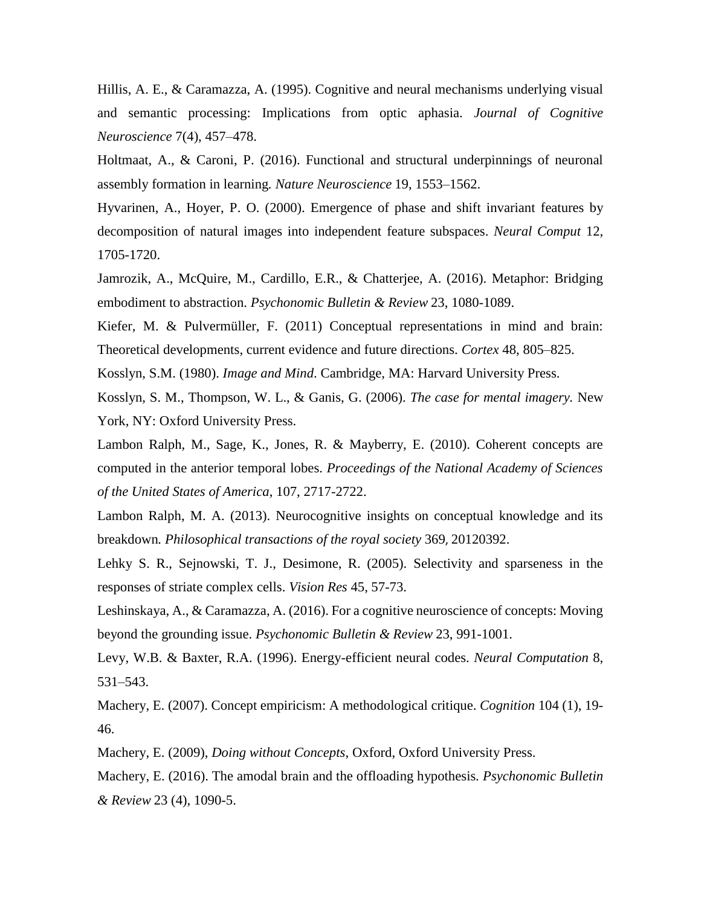Hillis, A. E., & Caramazza, A. (1995). Cognitive and neural mechanisms underlying visual and semantic processing: Implications from optic aphasia. *Journal of Cognitive Neuroscience* 7(4), 457–478.

Holtmaat, A., & Caroni, P. (2016). Functional and structural underpinnings of neuronal assembly formation in learning. *Nature Neuroscience* 19, 1553–1562.

Hyvarinen, A., Hoyer, P. O. (2000). Emergence of phase and shift invariant features by decomposition of natural images into independent feature subspaces. *Neural Comput* 12, 1705-1720.

Jamrozik, A., McQuire, M., Cardillo, E.R., & Chatterjee, A. (2016). Metaphor: Bridging embodiment to abstraction. *Psychonomic Bulletin & Review* 23, 1080-1089.

Kiefer, M. & Pulvermüller, F. (2011) Conceptual representations in mind and brain: Theoretical developments, current evidence and future directions. *Cortex* 48, 805–825.

Kosslyn, S.M. (1980). *Image and Mind*. Cambridge, MA: Harvard University Press.

Kosslyn, S. M., Thompson, W. L., & Ganis, G. (2006). *The case for mental imagery*. New York, NY: Oxford University Press.

Lambon Ralph, M., Sage, K., Jones, R. & Mayberry, E. (2010). Coherent concepts are computed in the anterior temporal lobes. *Proceedings of the National Academy of Sciences of the United States of America*, 107, 2717-2722.

Lambon Ralph, M. A. (2013). Neurocognitive insights on conceptual knowledge and its breakdown. *Philosophical transactions of the royal society* 369, 20120392.

Lehky S. R., Sejnowski, T. J., Desimone, R. (2005). Selectivity and sparseness in the responses of striate complex cells. *Vision Res* 45, 57-73.

Leshinskaya, A., & Caramazza, A. (2016). For a cognitive neuroscience of concepts: Moving beyond the grounding issue. *Psychonomic Bulletin & Review* 23, 991-1001.

Levy, W.B. & Baxter, R.A. (1996). Energy-efficient neural codes. *Neural Computation* 8, 531–543.

Machery, E. (2007). Concept empiricism: A methodological critique. *Cognition* 104 (1), 19-46.

Machery, E. (2009), *Doing without Concepts*, Oxford, Oxford University Press.

Machery, E. (2016). The amodal brain and the offloading hypothesis. *Psychonomic Bulletin & Review* 23 (4), 1090-5.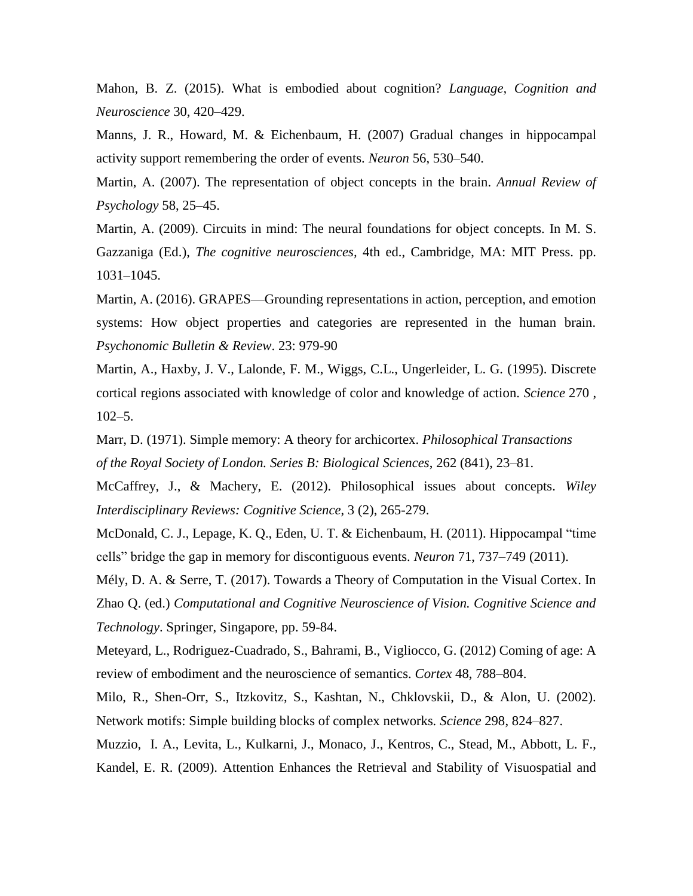Mahon, B. Z. (2015). What is embodied about cognition? *Language, Cognition and Neuroscience* 30, 420–429.

Manns, J. R., Howard, M. & Eichenbaum, H. (2007) Gradual changes in hippocampal activity support remembering the order of events. *Neuron* 56, 530–540.

Martin, A. (2007). The representation of object concepts in the brain. *Annual Review of Psychology* 58, 25–45.

Martin, A. (2009). Circuits in mind: The neural foundations for object concepts. In M. S. Gazzaniga (Ed.), *The cognitive neurosciences*, 4th ed., Cambridge, MA: MIT Press. pp. 1031–1045.

Martin, A. (2016). GRAPES—Grounding representations in action, perception, and emotion systems: How object properties and categories are represented in the human brain. *Psychonomic Bulletin & Review*. 23: 979-90

Martin, A., Haxby, J. V., Lalonde, F. M., Wiggs, C.L., Ungerleider, L. G. (1995). Discrete cortical regions associated with knowledge of color and knowledge of action. *Science* 270 , 102–5.

Marr, D. (1971). Simple memory: A theory for archicortex. *Philosophical Transactions of the Royal Society of London. Series B: Biological Sciences*, 262 (841), 23–81.

McCaffrey, J., & Machery, E. (2012). Philosophical issues about concepts. *Wiley Interdisciplinary Reviews: Cognitive Science*, 3 (2), 265-279.

McDonald, C. J., Lepage, K. Q., Eden, U. T. & Eichenbaum, H. (2011). Hippocampal "time cells" bridge the gap in memory for discontiguous events. *Neuron* 71, 737–749 (2011).

Mély, D. A. & Serre, T. (2017). Towards a Theory of Computation in the Visual Cortex. In Zhao Q. (ed.) *Computational and Cognitive Neuroscience of Vision. Cognitive Science and Technology*. Springer, Singapore, pp. 59-84.

Meteyard, L., Rodriguez-Cuadrado, S., Bahrami, B., Vigliocco, G. (2012) Coming of age: A review of embodiment and the neuroscience of semantics. *Cortex* 48, 788–804.

Milo, R., Shen-Orr, S., Itzkovitz, S., Kashtan, N., Chklovskii, D., & Alon, U. (2002). Network motifs: Simple building blocks of complex networks. *Science* 298, 824–827.

Muzzio, I. A., Levita, L., Kulkarni, J., Monaco, J., Kentros, C., Stead, M., Abbott, L. F., Kandel, E. R. (2009). Attention Enhances the Retrieval and Stability of Visuospatial and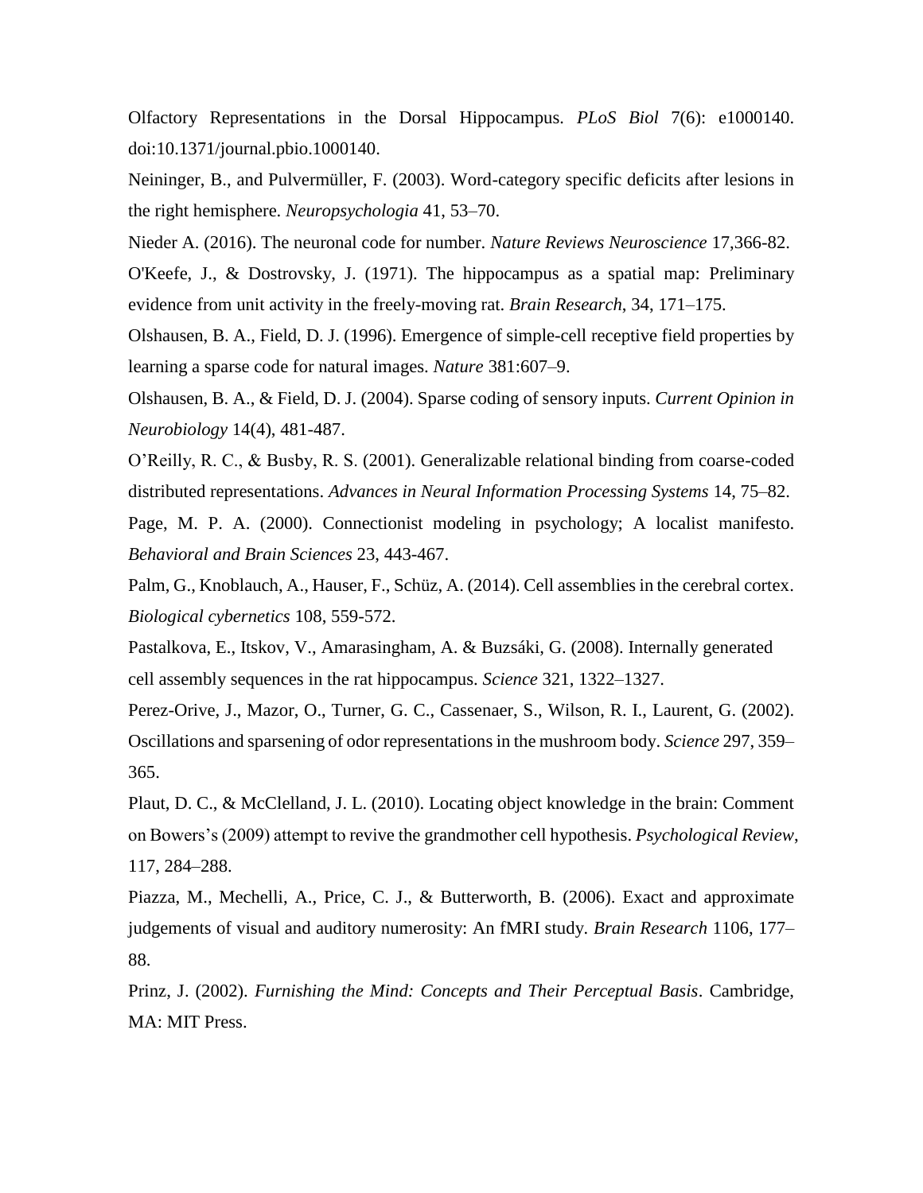Olfactory Representations in the Dorsal Hippocampus. *PLoS Biol* 7(6): e1000140. doi:10.1371/journal.pbio.1000140.

Neininger, B., and Pulvermüller, F. (2003). Word-category specific deficits after lesions in the right hemisphere. *Neuropsychologia* 41, 53–70.

Nieder A. (2016). The neuronal code for number. *Nature Reviews Neuroscience* 17,366-82.

O'Keefe, J., & Dostrovsky, J. (1971). The hippocampus as a spatial map: Preliminary evidence from unit activity in the freely-moving rat. *Brain Research*, 34, 171–175.

Olshausen, B. A., Field, D. J. (1996). Emergence of simple-cell receptive field properties by learning a sparse code for natural images. *Nature* 381:607–9.

Olshausen, B. A., & Field, D. J. (2004). Sparse coding of sensory inputs. *Current Opinion in Neurobiology* 14(4), 481-487.

O'Reilly, R. C., & Busby, R. S. (2001). Generalizable relational binding from coarse-coded distributed representations. *Advances in Neural Information Processing Systems* 14, 75–82.

Page, M. P. A. (2000). Connectionist modeling in psychology; A localist manifesto. *Behavioral and Brain Sciences* 23, 443-467.

Palm, G., Knoblauch, A., Hauser, F., Schüz, A. (2014). Cell assemblies in the cerebral cortex. *Biological cybernetics* 108, 559-572.

Pastalkova, E., Itskov, V., Amarasingham, A. & Buzsáki, G. (2008). Internally generated cell assembly sequences in the rat hippocampus. *Science* 321, 1322–1327.

Perez-Orive, J., Mazor, O., Turner, G. C., Cassenaer, S., Wilson, R. I., Laurent, G. (2002). Oscillations and sparsening of odor representations in the mushroom body. *Science* 297, 359–365.

Plaut, D. C., & McClelland, J. L. (2010). Locating object knowledge in the brain: Comment on Bowers's (2009) attempt to revive the grandmother cell hypothesis. *Psychological Review*, 117, 284–288.

Piazza, M., Mechelli, A., Price, C. J., & Butterworth, B. (2006). Exact and approximate judgements of visual and auditory numerosity: An fMRI study. *Brain Research* 1106, 177–88.

Prinz, J. (2002). *Furnishing the Mind: Concepts and Their Perceptual Basis*. Cambridge, MA: MIT Press.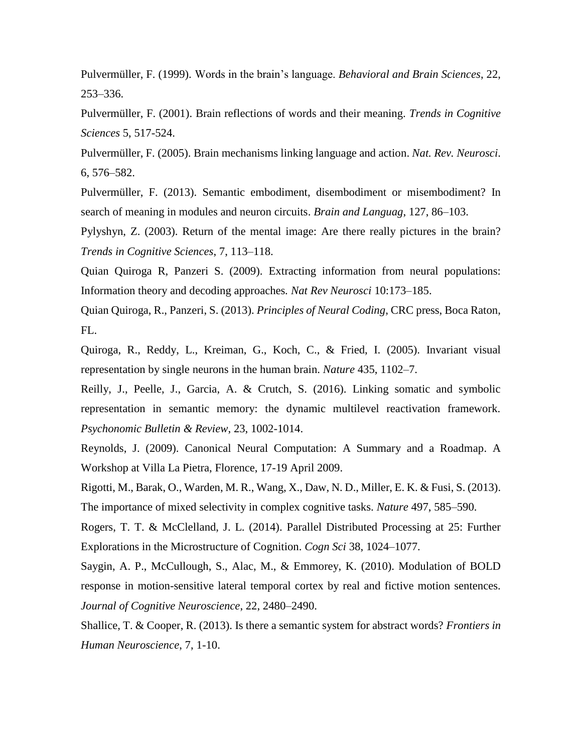Pulvermüller, F. (1999). Words in the brain's language. *Behavioral and Brain Sciences*, 22, 253–336.

Pulvermüller, F. (2001). Brain reflections of words and their meaning. *Trends in Cognitive Sciences* 5, 517-524.

Pulvermüller, F. (2005). Brain mechanisms linking language and action. *Nat. Rev. Neurosci*. 6, 576–582.

Pulvermüller, F. (2013). Semantic embodiment, disembodiment or misembodiment? In search of meaning in modules and neuron circuits. *Brain and Languag*, 127, 86–103.

Pylyshyn, Z. (2003). Return of the mental image: Are there really pictures in the brain? *Trends in Cognitive Sciences*, 7, 113–118.

Quian Quiroga R, Panzeri S. (2009). Extracting information from neural populations: Information theory and decoding approaches. *Nat Rev Neurosci* 10:173–185.

Quian Quiroga, R., Panzeri, S. (2013). *Principles of Neural Coding*, CRC press, Boca Raton, FL.

Quiroga, R., Reddy, L., Kreiman, G., Koch, C., & Fried, I. (2005). Invariant visual representation by single neurons in the human brain. *Nature* 435, 1102–7.

Reilly, J., Peelle, J., Garcia, A. & Crutch, S. (2016). Linking somatic and symbolic representation in semantic memory: the dynamic multilevel reactivation framework. *Psychonomic Bulletin & Review*, 23, 1002-1014.

Reynolds, J. (2009). Canonical Neural Computation: A Summary and a Roadmap. A Workshop at Villa La Pietra, Florence, 17-19 April 2009.

Rigotti, M., Barak, O., Warden, M. R., Wang, X., Daw, N. D., Miller, E. K. & Fusi, S. (2013). The importance of mixed selectivity in complex cognitive tasks. *Nature* 497, 585–590.

Rogers, T. T. & McClelland, J. L. (2014). Parallel Distributed Processing at 25: Further Explorations in the Microstructure of Cognition. *Cogn Sci* 38, 1024–1077.

Saygin, A. P., McCullough, S., Alac, M., & Emmorey, K. (2010). Modulation of BOLD response in motion-sensitive lateral temporal cortex by real and fictive motion sentences. *Journal of Cognitive Neuroscience*, 22, 2480–2490.

Shallice, T. & Cooper, R. (2013). Is there a semantic system for abstract words? *Frontiers in Human Neuroscience*, 7, 1-10.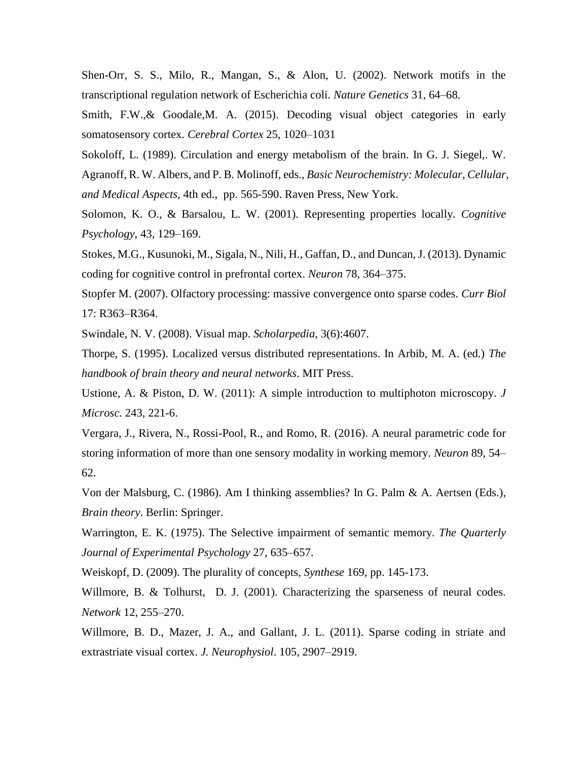Shen-Orr, S. S., Milo, R., Mangan, S., & Alon, U. (2002). Network motifs in the transcriptional regulation network of Escherichia coli. *Nature Genetics* 31, 64–68.

Smith, F.W.,& Goodale,M. A. (2015). Decoding visual object categories in early somatosensory cortex. *Cerebral Cortex* 25, 1020–1031

Sokoloff, L. (1989). Circulation and energy metabolism of the brain. In G. J. Siegel,. W. Agranoff, R. W. Albers, and P. B. Molinoff, eds., *Basic Neurochemistry: Molecular, Cellular, and Medical Aspects*, 4th ed., pp. 565-590. Raven Press, New York.

Solomon, K. O., & Barsalou, L. W. (2001). Representing properties locally. *Cognitive Psychology*, 43, 129–169.

Stokes, M.G., Kusunoki, M., Sigala, N., Nili, H., Gaffan, D., and Duncan, J. (2013). Dynamic coding for cognitive control in prefrontal cortex. *Neuron* 78, 364–375.

Stopfer M. (2007). Olfactory processing: massive convergence onto sparse codes. *Curr Biol* 17: R363–R364.

Swindale, N. V. (2008). Visual map. *Scholarpedia*, 3(6):4607.

Thorpe, S. (1995). Localized versus distributed representations. In Arbib, M. A. (ed.) *The handbook of brain theory and neural networks*. MIT Press.

Ustione, A. & Piston, D. W. (2011): A simple introduction to multiphoton microscopy. *J Microsc.* 243, 221-6.

Vergara, J., Rivera, N., Rossi-Pool, R., and Romo, R. (2016). A neural parametric code for storing information of more than one sensory modality in working memory. *Neuron* 89, 54–62.

Von der Malsburg, C. (1986). Am I thinking assemblies? In G. Palm & A. Aertsen (Eds.), *Brain theory*. Berlin: Springer.

Warrington, E. K. (1975). The Selective impairment of semantic memory. *The Quarterly Journal of Experimental Psychology* 27, 635–657.

Weiskopf, D. (2009). The plurality of concepts, *Synthese* 169, pp. 145-173.

Willmore, B. & Tolhurst, D. J. (2001). Characterizing the sparseness of neural codes. *Network* 12, 255–270.

Willmore, B. D., Mazer, J. A., and Gallant, J. L. (2011). Sparse coding in striate and extrastriate visual cortex. *J. Neurophysiol*. 105, 2907–2919.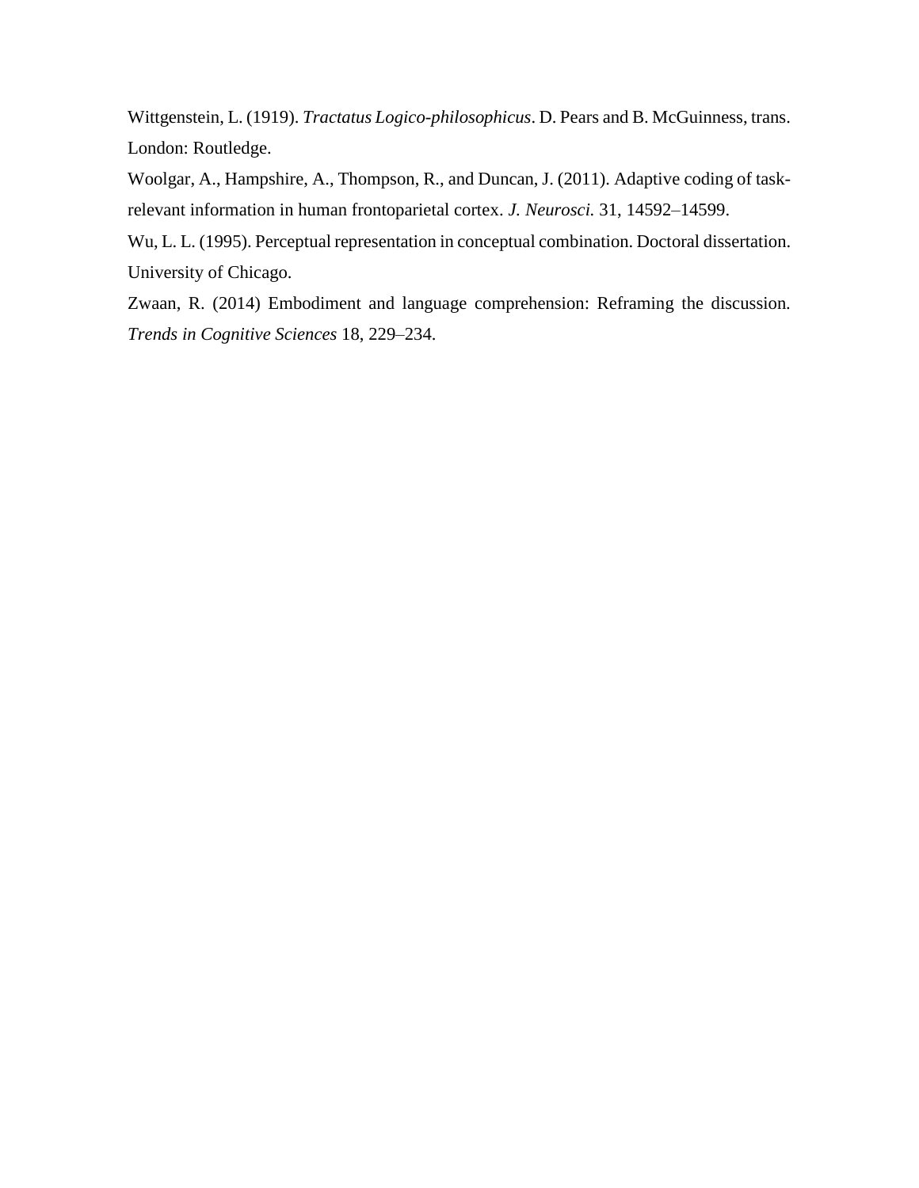Wittgenstein, L. (1919). *Tractatus Logico-philosophicus*. D. Pears and B. McGuinness, trans. London: Routledge.

Woolgar, A., Hampshire, A., Thompson, R., and Duncan, J. (2011). Adaptive coding of task-relevant information in human frontoparietal cortex. *J. Neurosci.* 31, 14592–14599.

Wu, L. L. (1995). Perceptual representation in conceptual combination. Doctoral dissertation. University of Chicago.

Zwaan, R. (2014) Embodiment and language comprehension: Reframing the discussion. *Trends in Cognitive Sciences* 18, 229–234.